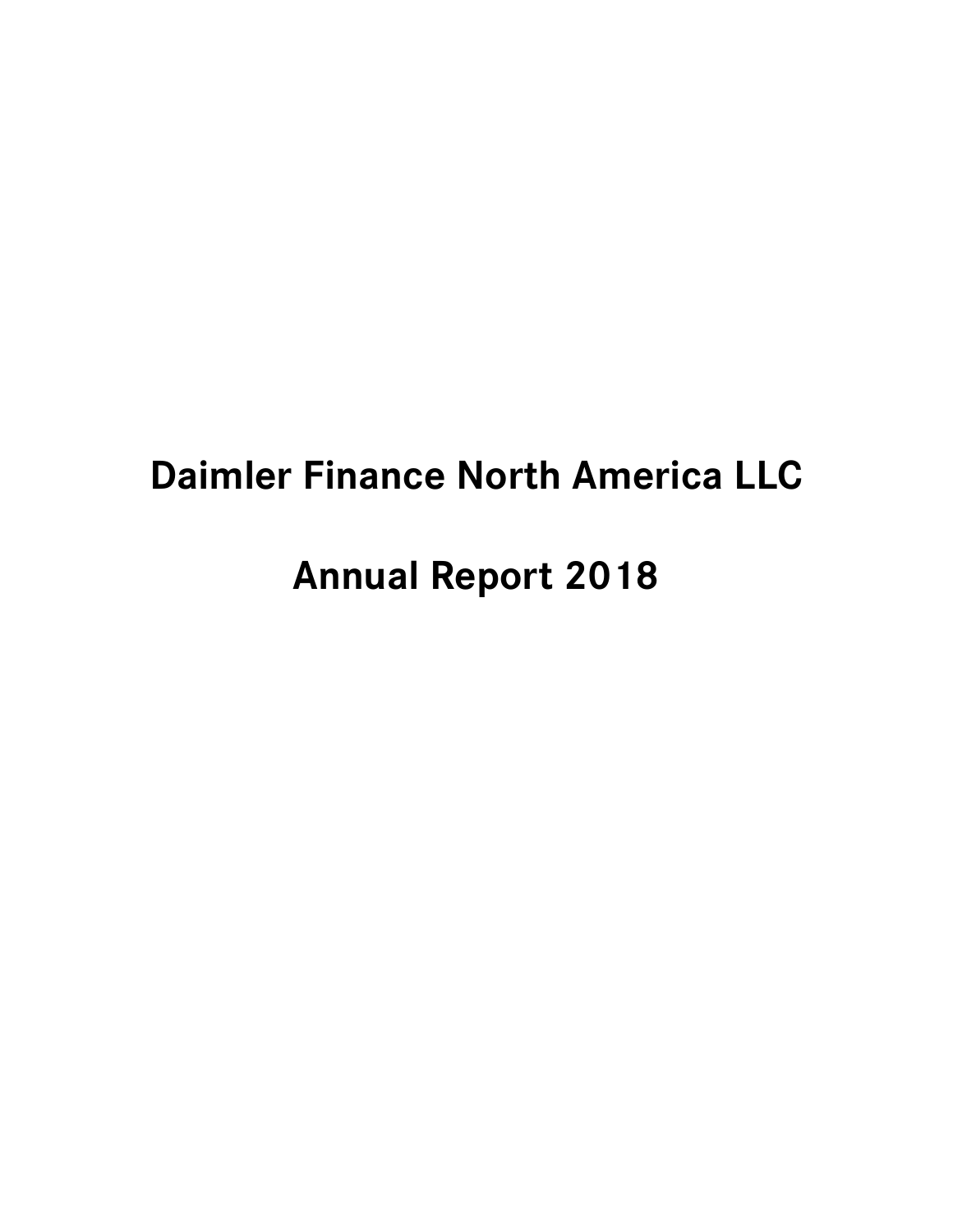# Daimler Finance North America LLC

# Annual Report 2018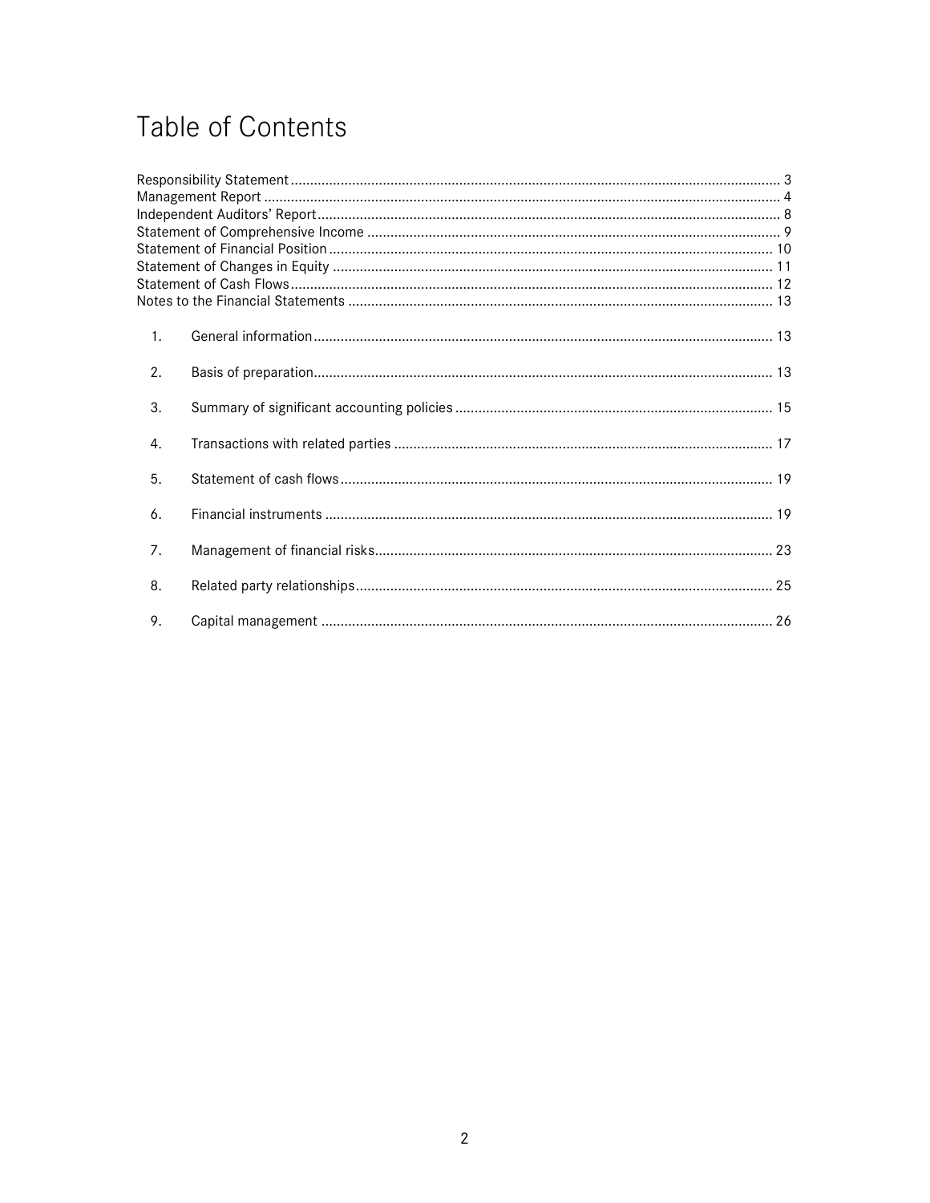# Table of Contents

Responsibility Statement ........................................................................................................................ 3
Management Report ............................................................................................................................. 4
Independent Auditors' Report ................................................................................................................ 8
Statement of Comprehensive Income .................................................................................................... 9
Statement of Financial Position ........................................................................................................... 10
Statement of Changes in Equity .......................................................................................................... 11
Statement of Cash Flows ..................................................................................................................... 12
Notes to the Financial Statements ....................................................................................................... 13

1. General information ............................................................................................................... 13
2. Basis of preparation ............................................................................................................... 13
3. Summary of significant accounting policies ........................................................................... 15
4. Transactions with related parties ........................................................................................... 17
5. Statement of cash flows ......................................................................................................... 19
6. Financial instruments ............................................................................................................. 19
7. Management of financial risks ................................................................................................ 23
8. Related party relationships ..................................................................................................... 25
9. Capital management .............................................................................................................. 26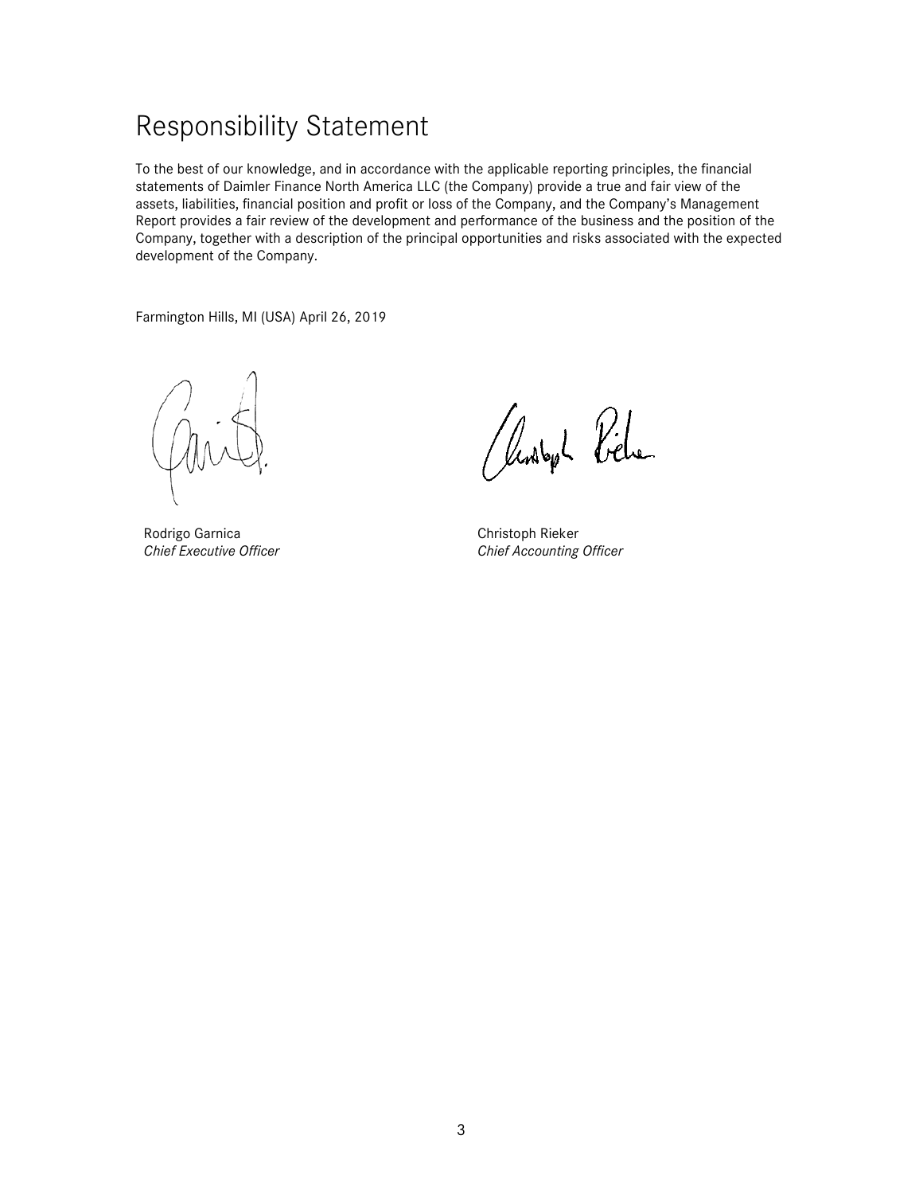# Responsibility Statement

To the best of our knowledge, and in accordance with the applicable reporting principles, the financial statements of Daimler Finance North America LLC (the Company) provide a true and fair view of the assets, liabilities, financial position and profit or loss of the Company, and the Company's Management Report provides a fair review of the development and performance of the business and the position of the Company, together with a description of the principal opportunities and risks associated with the expected development of the Company.

Farmington Hills, MI (USA) April 26, 2019

Rodrigo Garnica
*Chief Executive Officer*

Christoph Rieker
*Chief Accounting Officer*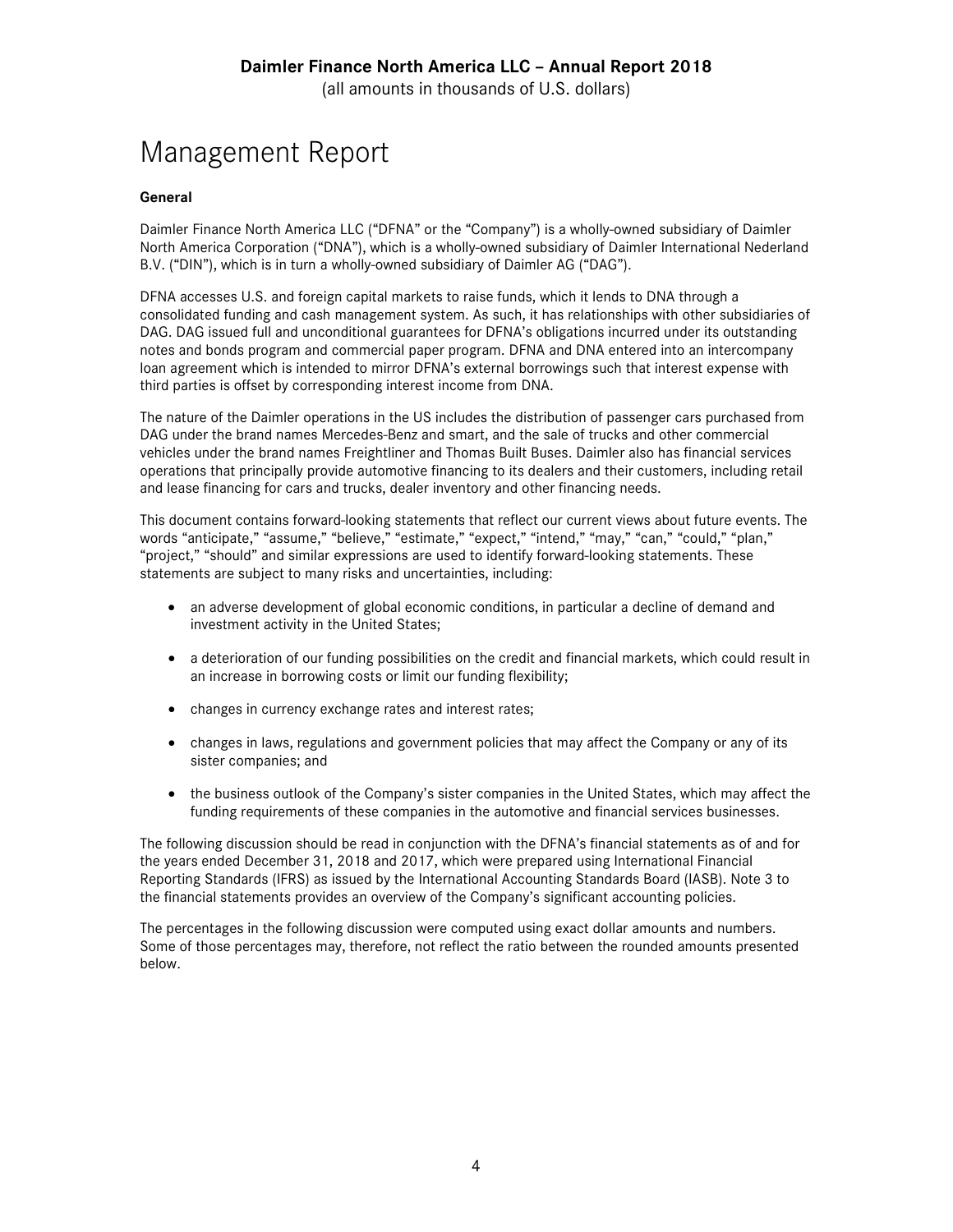# Management Report

**General**

Daimler Finance North America LLC ("DFNA" or the "Company") is a wholly-owned subsidiary of Daimler North America Corporation ("DNA"), which is a wholly-owned subsidiary of Daimler International Nederland B.V. ("DIN"), which is in turn a wholly-owned subsidiary of Daimler AG ("DAG").

DFNA accesses U.S. and foreign capital markets to raise funds, which it lends to DNA through a consolidated funding and cash management system. As such, it has relationships with other subsidiaries of DAG. DAG issued full and unconditional guarantees for DFNA's obligations incurred under its outstanding notes and bonds program and commercial paper program. DFNA and DNA entered into an intercompany loan agreement which is intended to mirror DFNA's external borrowings such that interest expense with third parties is offset by corresponding interest income from DNA.

The nature of the Daimler operations in the US includes the distribution of passenger cars purchased from DAG under the brand names Mercedes-Benz and smart, and the sale of trucks and other commercial vehicles under the brand names Freightliner and Thomas Built Buses. Daimler also has financial services operations that principally provide automotive financing to its dealers and their customers, including retail and lease financing for cars and trucks, dealer inventory and other financing needs.

This document contains forward-looking statements that reflect our current views about future events. The words "anticipate," "assume," "believe," "estimate," "expect," "intend," "may," "can," "could," "plan," "project," "should" and similar expressions are used to identify forward-looking statements. These statements are subject to many risks and uncertainties, including:

- an adverse development of global economic conditions, in particular a decline of demand and investment activity in the United States;
- a deterioration of our funding possibilities on the credit and financial markets, which could result in an increase in borrowing costs or limit our funding flexibility;
- changes in currency exchange rates and interest rates;
- changes in laws, regulations and government policies that may affect the Company or any of its sister companies; and
- the business outlook of the Company's sister companies in the United States, which may affect the funding requirements of these companies in the automotive and financial services businesses.

The following discussion should be read in conjunction with the DFNA's financial statements as of and for the years ended December 31, 2018 and 2017, which were prepared using International Financial Reporting Standards (IFRS) as issued by the International Accounting Standards Board (IASB). Note 3 to the financial statements provides an overview of the Company's significant accounting policies.

The percentages in the following discussion were computed using exact dollar amounts and numbers. Some of those percentages may, therefore, not reflect the ratio between the rounded amounts presented below.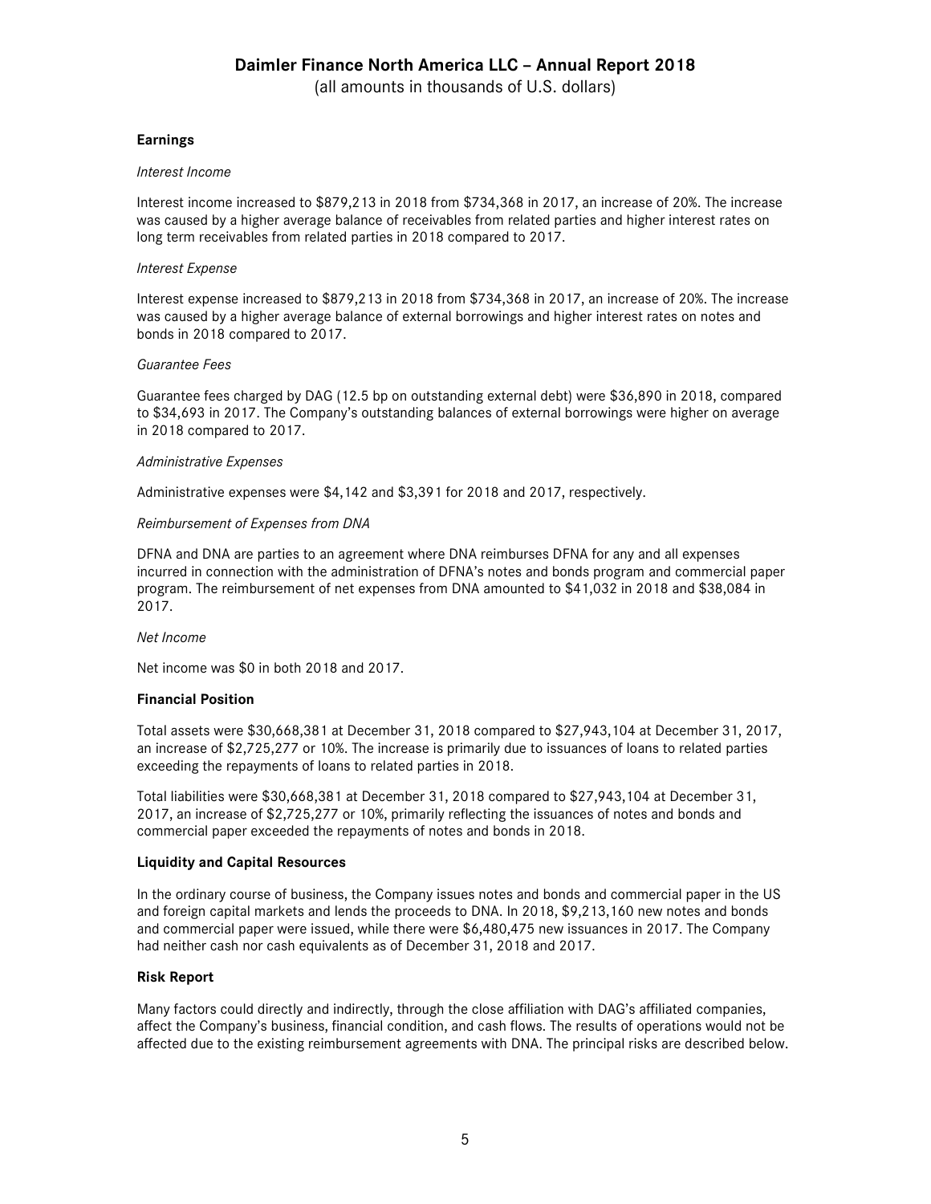## Earnings

*Interest Income*

Interest income increased to $879,213 in 2018 from $734,368 in 2017, an increase of 20%. The increase was caused by a higher average balance of receivables from related parties and higher interest rates on long term receivables from related parties in 2018 compared to 2017.

*Interest Expense*

Interest expense increased to $879,213 in 2018 from $734,368 in 2017, an increase of 20%. The increase was caused by a higher average balance of external borrowings and higher interest rates on notes and bonds in 2018 compared to 2017.

*Guarantee Fees*

Guarantee fees charged by DAG (12.5 bp on outstanding external debt) were $36,890 in 2018, compared to $34,693 in 2017. The Company's outstanding balances of external borrowings were higher on average in 2018 compared to 2017.

*Administrative Expenses*

Administrative expenses were $4,142 and $3,391 for 2018 and 2017, respectively.

*Reimbursement of Expenses from DNA*

DFNA and DNA are parties to an agreement where DNA reimburses DFNA for any and all expenses incurred in connection with the administration of DFNA's notes and bonds program and commercial paper program. The reimbursement of net expenses from DNA amounted to $41,032 in 2018 and $38,084 in 2017.

*Net Income*

Net income was $0 in both 2018 and 2017.

## Financial Position

Total assets were $30,668,381 at December 31, 2018 compared to $27,943,104 at December 31, 2017, an increase of $2,725,277 or 10%. The increase is primarily due to issuances of loans to related parties exceeding the repayments of loans to related parties in 2018.

Total liabilities were $30,668,381 at December 31, 2018 compared to $27,943,104 at December 31, 2017, an increase of $2,725,277 or 10%, primarily reflecting the issuances of notes and bonds and commercial paper exceeded the repayments of notes and bonds in 2018.

## Liquidity and Capital Resources

In the ordinary course of business, the Company issues notes and bonds and commercial paper in the US and foreign capital markets and lends the proceeds to DNA. In 2018, $9,213,160 new notes and bonds and commercial paper were issued, while there were $6,480,475 new issuances in 2017. The Company had neither cash nor cash equivalents as of December 31, 2018 and 2017.

## Risk Report

Many factors could directly and indirectly, through the close affiliation with DAG's affiliated companies, affect the Company's business, financial condition, and cash flows. The results of operations would not be affected due to the existing reimbursement agreements with DNA. The principal risks are described below.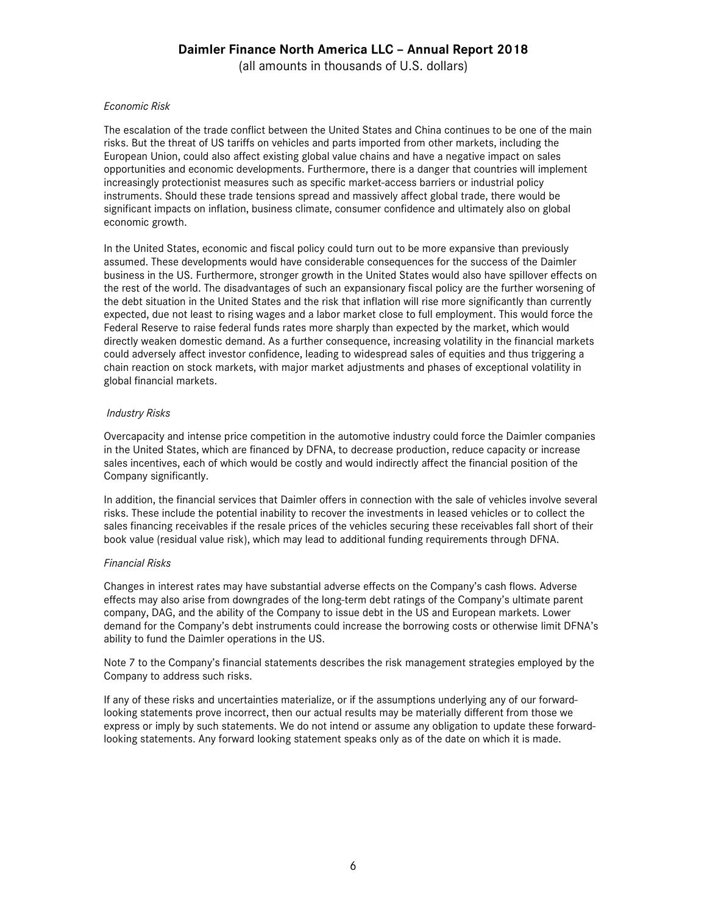*Economic Risk*

The escalation of the trade conflict between the United States and China continues to be one of the main risks. But the threat of US tariffs on vehicles and parts imported from other markets, including the European Union, could also affect existing global value chains and have a negative impact on sales opportunities and economic developments. Furthermore, there is a danger that countries will implement increasingly protectionist measures such as specific market-access barriers or industrial policy instruments. Should these trade tensions spread and massively affect global trade, there would be significant impacts on inflation, business climate, consumer confidence and ultimately also on global economic growth.

In the United States, economic and fiscal policy could turn out to be more expansive than previously assumed. These developments would have considerable consequences for the success of the Daimler business in the US. Furthermore, stronger growth in the United States would also have spillover effects on the rest of the world. The disadvantages of such an expansionary fiscal policy are the further worsening of the debt situation in the United States and the risk that inflation will rise more significantly than currently expected, due not least to rising wages and a labor market close to full employment. This would force the Federal Reserve to raise federal funds rates more sharply than expected by the market, which would directly weaken domestic demand. As a further consequence, increasing volatility in the financial markets could adversely affect investor confidence, leading to widespread sales of equities and thus triggering a chain reaction on stock markets, with major market adjustments and phases of exceptional volatility in global financial markets.

*Industry Risks*

Overcapacity and intense price competition in the automotive industry could force the Daimler companies in the United States, which are financed by DFNA, to decrease production, reduce capacity or increase sales incentives, each of which would be costly and would indirectly affect the financial position of the Company significantly.

In addition, the financial services that Daimler offers in connection with the sale of vehicles involve several risks. These include the potential inability to recover the investments in leased vehicles or to collect the sales financing receivables if the resale prices of the vehicles securing these receivables fall short of their book value (residual value risk), which may lead to additional funding requirements through DFNA.

*Financial Risks*

Changes in interest rates may have substantial adverse effects on the Company's cash flows. Adverse effects may also arise from downgrades of the long-term debt ratings of the Company's ultimate parent company, DAG, and the ability of the Company to issue debt in the US and European markets. Lower demand for the Company's debt instruments could increase the borrowing costs or otherwise limit DFNA's ability to fund the Daimler operations in the US.

Note 7 to the Company's financial statements describes the risk management strategies employed by the Company to address such risks.

If any of these risks and uncertainties materialize, or if the assumptions underlying any of our forward-looking statements prove incorrect, then our actual results may be materially different from those we express or imply by such statements. We do not intend or assume any obligation to update these forward-looking statements. Any forward looking statement speaks only as of the date on which it is made.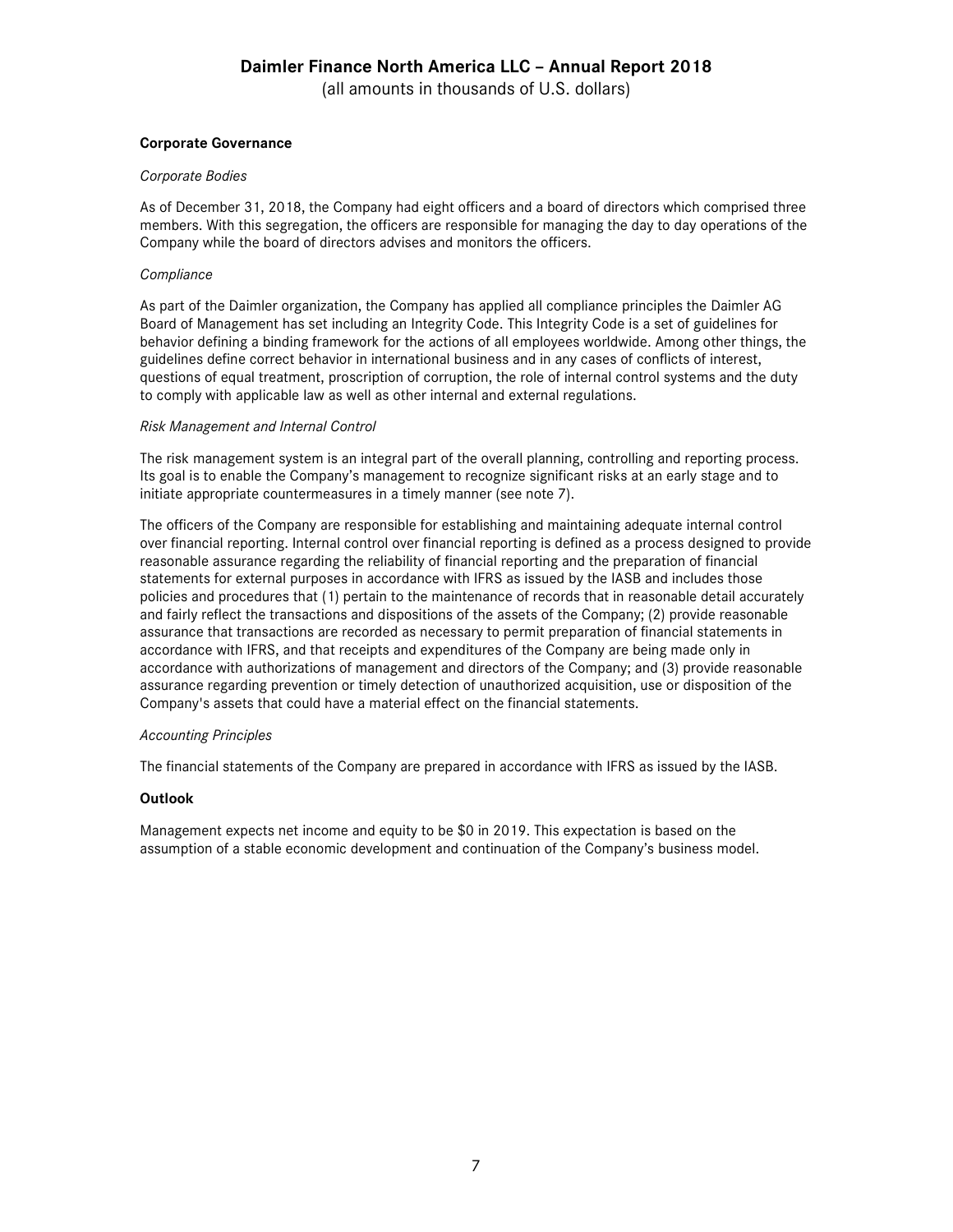## Corporate Governance

*Corporate Bodies*

As of December 31, 2018, the Company had eight officers and a board of directors which comprised three members. With this segregation, the officers are responsible for managing the day to day operations of the Company while the board of directors advises and monitors the officers.

*Compliance*

As part of the Daimler organization, the Company has applied all compliance principles the Daimler AG Board of Management has set including an Integrity Code. This Integrity Code is a set of guidelines for behavior defining a binding framework for the actions of all employees worldwide. Among other things, the guidelines define correct behavior in international business and in any cases of conflicts of interest, questions of equal treatment, proscription of corruption, the role of internal control systems and the duty to comply with applicable law as well as other internal and external regulations.

*Risk Management and Internal Control*

The risk management system is an integral part of the overall planning, controlling and reporting process. Its goal is to enable the Company's management to recognize significant risks at an early stage and to initiate appropriate countermeasures in a timely manner (see note 7).

The officers of the Company are responsible for establishing and maintaining adequate internal control over financial reporting. Internal control over financial reporting is defined as a process designed to provide reasonable assurance regarding the reliability of financial reporting and the preparation of financial statements for external purposes in accordance with IFRS as issued by the IASB and includes those policies and procedures that (1) pertain to the maintenance of records that in reasonable detail accurately and fairly reflect the transactions and dispositions of the assets of the Company; (2) provide reasonable assurance that transactions are recorded as necessary to permit preparation of financial statements in accordance with IFRS, and that receipts and expenditures of the Company are being made only in accordance with authorizations of management and directors of the Company; and (3) provide reasonable assurance regarding prevention or timely detection of unauthorized acquisition, use or disposition of the Company's assets that could have a material effect on the financial statements.

*Accounting Principles*

The financial statements of the Company are prepared in accordance with IFRS as issued by the IASB.

## Outlook

Management expects net income and equity to be $0 in 2019. This expectation is based on the assumption of a stable economic development and continuation of the Company's business model.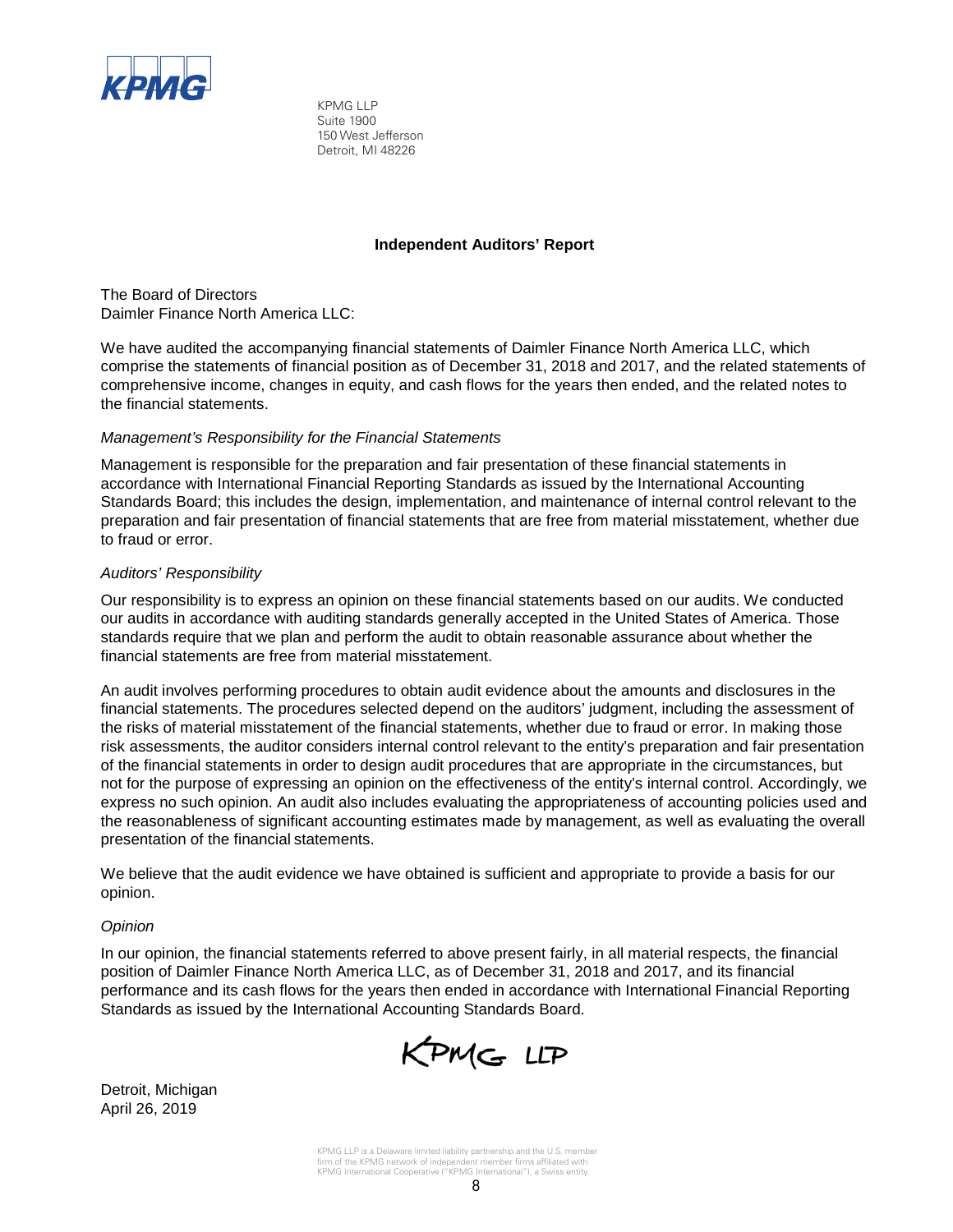KPMG LLP
Suite 1900
150 West Jefferson
Detroit, MI 48226

## Independent Auditors' Report

The Board of Directors
Daimler Finance North America LLC:

We have audited the accompanying financial statements of Daimler Finance North America LLC, which comprise the statements of financial position as of December 31, 2018 and 2017, and the related statements of comprehensive income, changes in equity, and cash flows for the years then ended, and the related notes to the financial statements.

*Management's Responsibility for the Financial Statements*

Management is responsible for the preparation and fair presentation of these financial statements in accordance with International Financial Reporting Standards as issued by the International Accounting Standards Board; this includes the design, implementation, and maintenance of internal control relevant to the preparation and fair presentation of financial statements that are free from material misstatement, whether due to fraud or error.

*Auditors' Responsibility*

Our responsibility is to express an opinion on these financial statements based on our audits. We conducted our audits in accordance with auditing standards generally accepted in the United States of America. Those standards require that we plan and perform the audit to obtain reasonable assurance about whether the financial statements are free from material misstatement.

An audit involves performing procedures to obtain audit evidence about the amounts and disclosures in the financial statements. The procedures selected depend on the auditors' judgment, including the assessment of the risks of material misstatement of the financial statements, whether due to fraud or error. In making those risk assessments, the auditor considers internal control relevant to the entity's preparation and fair presentation of the financial statements in order to design audit procedures that are appropriate in the circumstances, but not for the purpose of expressing an opinion on the effectiveness of the entity's internal control. Accordingly, we express no such opinion. An audit also includes evaluating the appropriateness of accounting policies used and the reasonableness of significant accounting estimates made by management, as well as evaluating the overall presentation of the financial statements.

We believe that the audit evidence we have obtained is sufficient and appropriate to provide a basis for our opinion.

*Opinion*

In our opinion, the financial statements referred to above present fairly, in all material respects, the financial position of Daimler Finance North America LLC, as of December 31, 2018 and 2017, and its financial performance and its cash flows for the years then ended in accordance with International Financial Reporting Standards as issued by the International Accounting Standards Board.

KPMG LLP

Detroit, Michigan
April 26, 2019

KPMG LLP is a Delaware limited liability partnership and the U.S. member firm of the KPMG network of independent member firms affiliated with KPMG International Cooperative ("KPMG International"), a Swiss entity.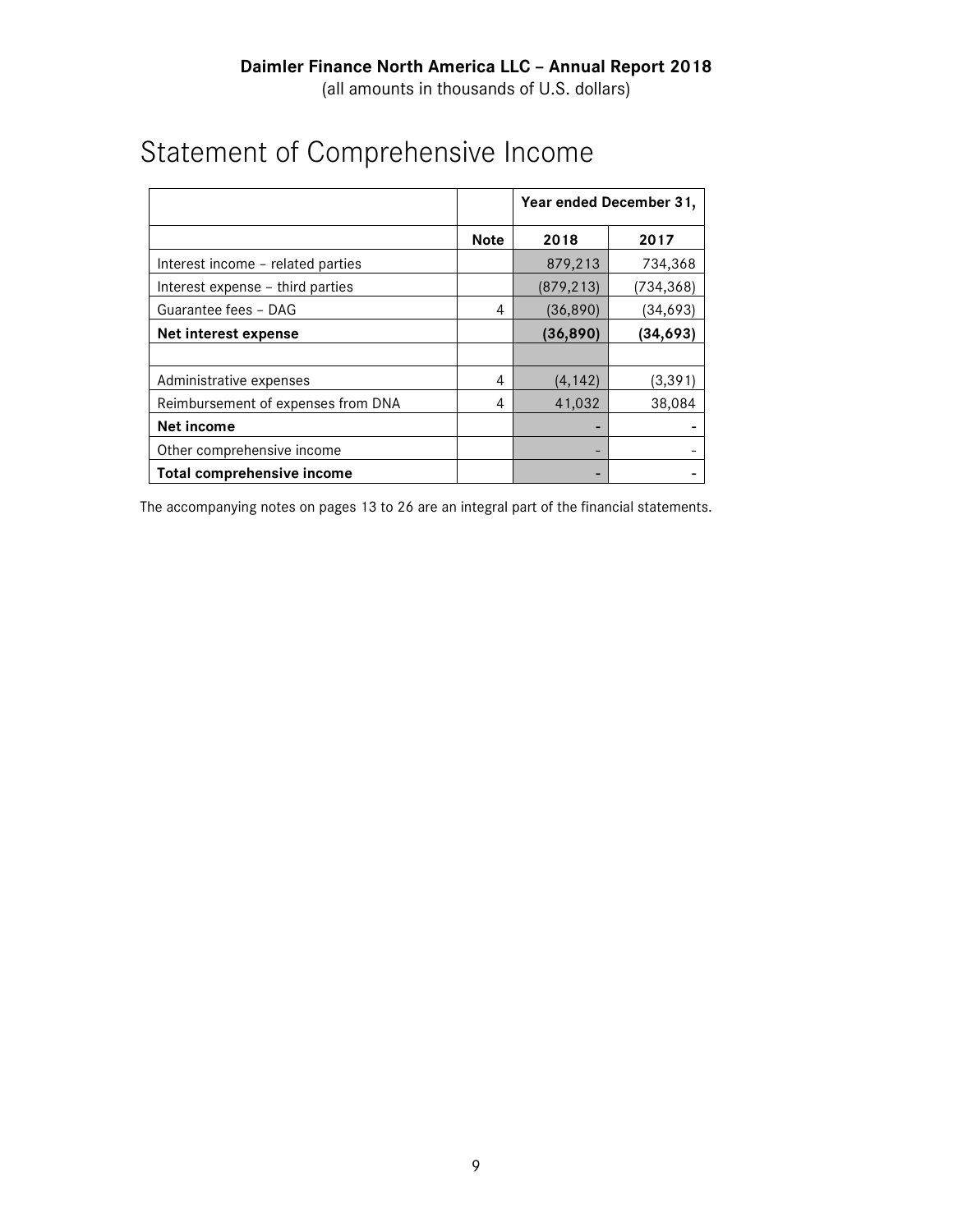**Daimler Finance North America LLC – Annual Report 2018**
(all amounts in thousands of U.S. dollars)

# Statement of Comprehensive Income

| | | Year ended December 31, | |
|---|---|---|---|
| | **Note** | **2018** | **2017** |
| Interest income – related parties | | 879,213 | 734,368 |
| Interest expense – third parties | | (879,213) | (734,368) |
| Guarantee fees – DAG | 4 | (36,890) | (34,693) |
| **Net interest expense** | | **(36,890)** | **(34,693)** |
| | | | |
| Administrative expenses | 4 | (4,142) | (3,391) |
| Reimbursement of expenses from DNA | 4 | 41,032 | 38,084 |
| **Net income** | | **-** | **-** |
| Other comprehensive income | | - | - |
| **Total comprehensive income** | | **-** | **-** |

The accompanying notes on pages 13 to 26 are an integral part of the financial statements.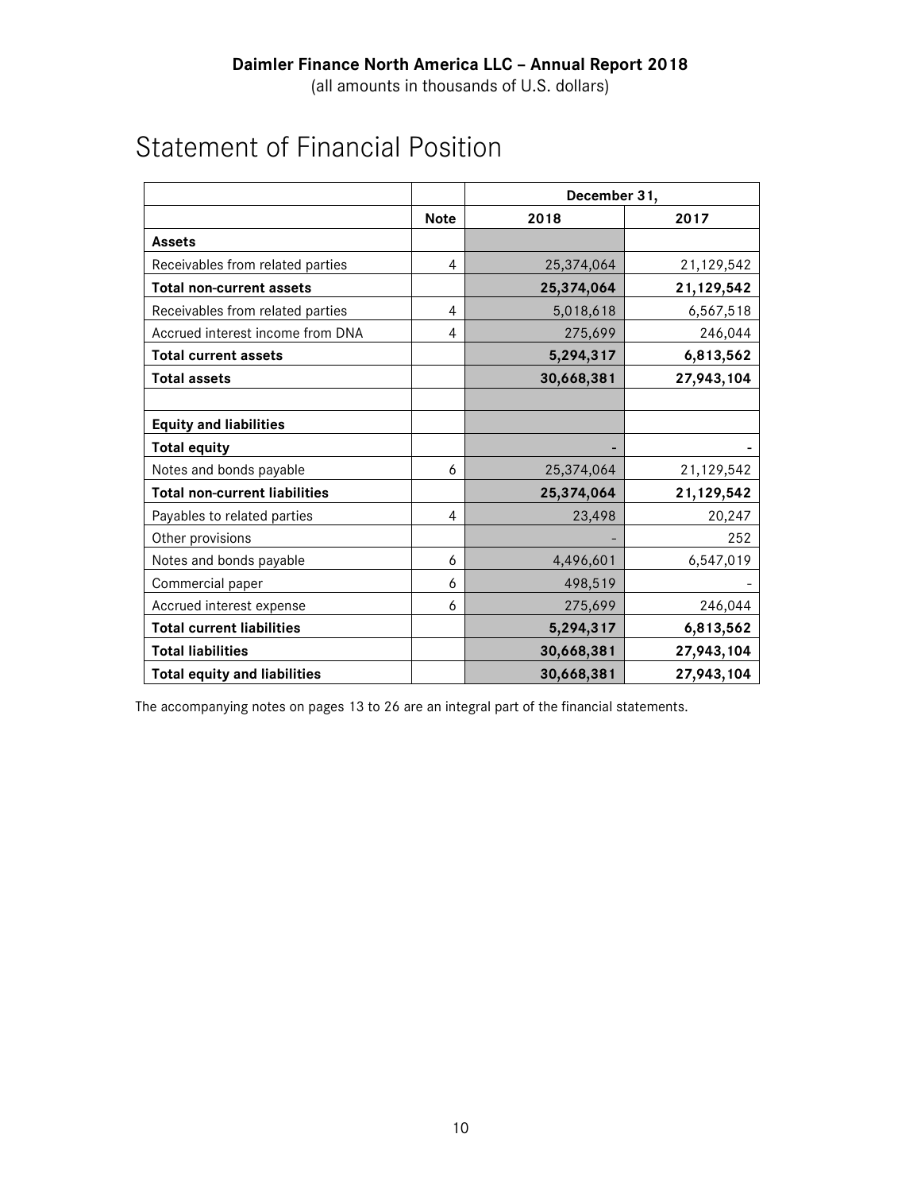Daimler Finance North America LLC – Annual Report 2018
(all amounts in thousands of U.S. dollars)

# Statement of Financial Position

| | | December 31, | |
|---|---|---|---|
| | **Note** | **2018** | **2017** |
| **Assets** | | | |
| Receivables from related parties | 4 | 25,374,064 | 21,129,542 |
| **Total non-current assets** | | **25,374,064** | **21,129,542** |
| Receivables from related parties | 4 | 5,018,618 | 6,567,518 |
| Accrued interest income from DNA | 4 | 275,699 | 246,044 |
| **Total current assets** | | **5,294,317** | **6,813,562** |
| **Total assets** | | **30,668,381** | **27,943,104** |
| | | | |
| **Equity and liabilities** | | | |
| **Total equity** | | - | - |
| Notes and bonds payable | 6 | 25,374,064 | 21,129,542 |
| **Total non-current liabilities** | | **25,374,064** | **21,129,542** |
| Payables to related parties | 4 | 23,498 | 20,247 |
| Other provisions | | - | 252 |
| Notes and bonds payable | 6 | 4,496,601 | 6,547,019 |
| Commercial paper | 6 | 498,519 | - |
| Accrued interest expense | 6 | 275,699 | 246,044 |
| **Total current liabilities** | | **5,294,317** | **6,813,562** |
| **Total liabilities** | | **30,668,381** | **27,943,104** |
| **Total equity and liabilities** | | **30,668,381** | **27,943,104** |

The accompanying notes on pages 13 to 26 are an integral part of the financial statements.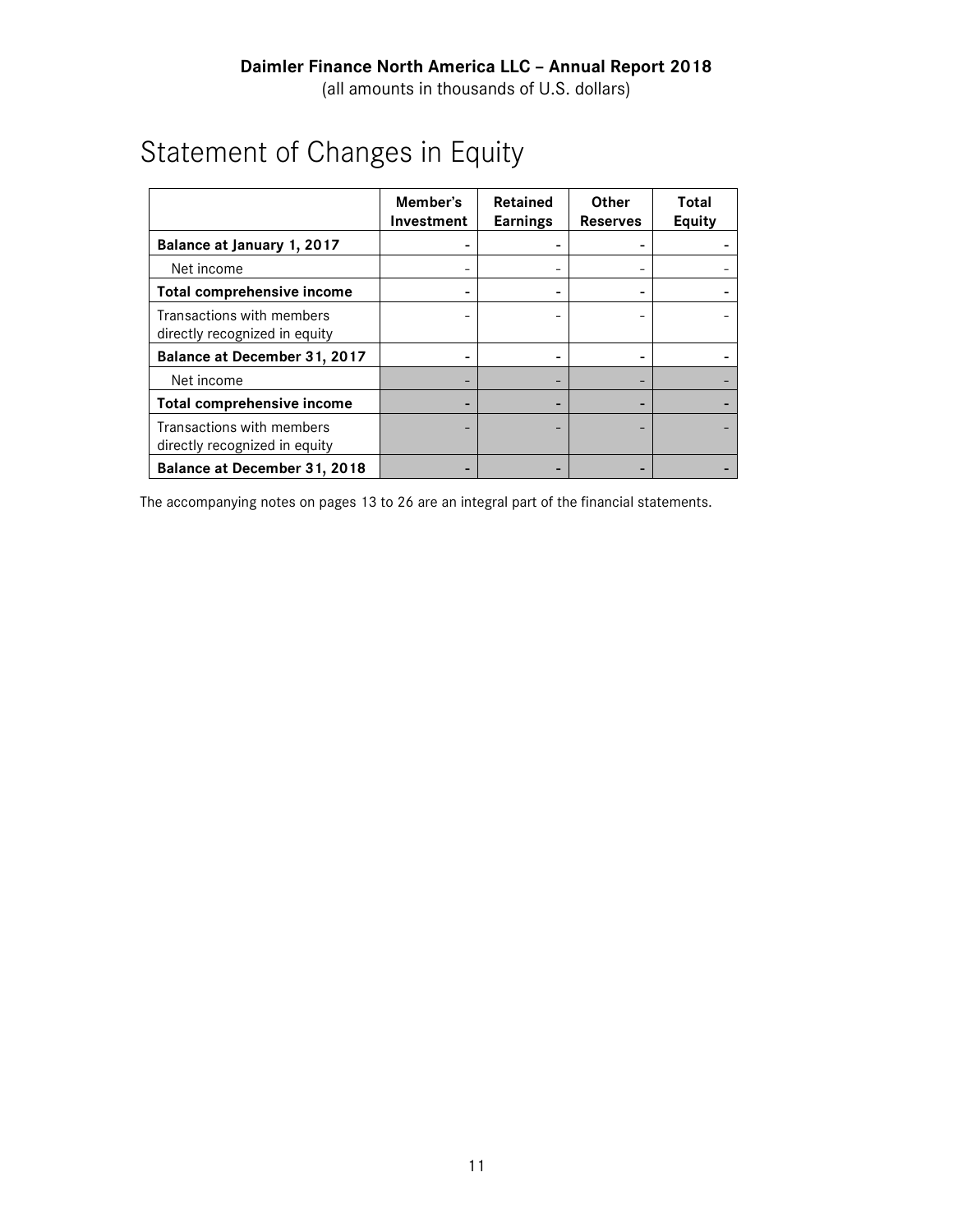# Statement of Changes in Equity

|  | Member's Investment | Retained Earnings | Other Reserves | Total Equity |
|---|---|---|---|---|
| **Balance at January 1, 2017** | **-** | **-** | **-** | **-** |
| Net income | - | - | - | - |
| **Total comprehensive income** | **-** | **-** | **-** | **-** |
| Transactions with members directly recognized in equity | - | - | - | - |
| **Balance at December 31, 2017** | **-** | **-** | **-** | **-** |
| Net income | - | - | - | - |
| **Total comprehensive income** | **-** | **-** | **-** | **-** |
| Transactions with members directly recognized in equity | - | - | - | - |
| **Balance at December 31, 2018** | **-** | **-** | **-** | **-** |

The accompanying notes on pages 13 to 26 are an integral part of the financial statements.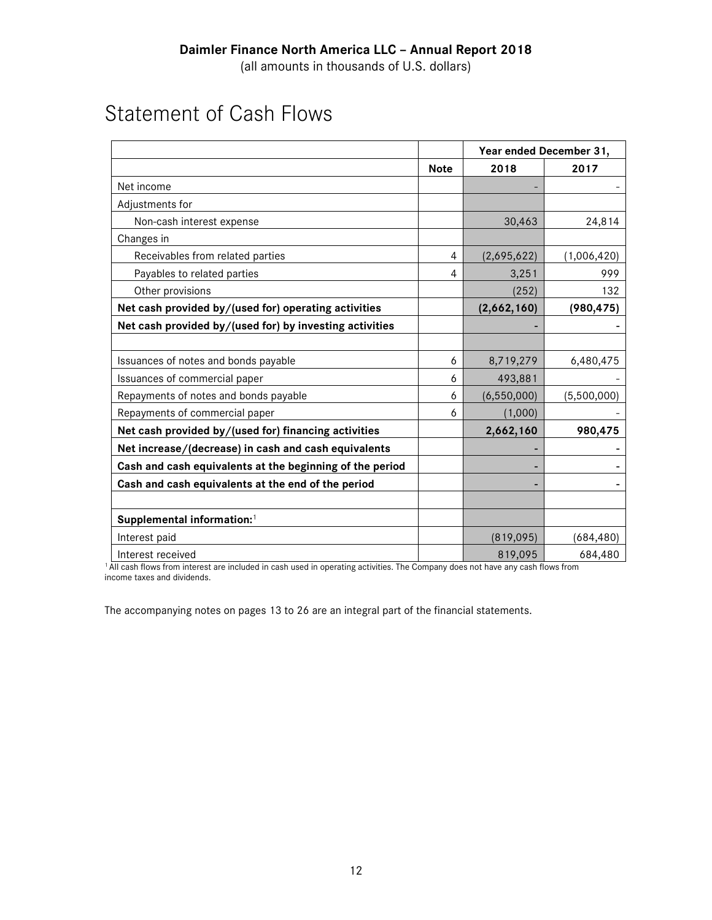Daimler Finance North America LLC – Annual Report 2018

(all amounts in thousands of U.S. dollars)

# Statement of Cash Flows

| | | Year ended December 31, | |
|---|---|---|---|
| | **Note** | **2018** | **2017** |
| Net income | | - | - |
| Adjustments for | | | |
| Non-cash interest expense | | 30,463 | 24,814 |
| Changes in | | | |
| Receivables from related parties | 4 | (2,695,622) | (1,006,420) |
| Payables to related parties | 4 | 3,251 | 999 |
| Other provisions | | (252) | 132 |
| **Net cash provided by/(used for) operating activities** | | **(2,662,160)** | **(980,475)** |
| **Net cash provided by/(used for) by investing activities** | | - | - |
| | | | |
| Issuances of notes and bonds payable | 6 | 8,719,279 | 6,480,475 |
| Issuances of commercial paper | 6 | 493,881 | - |
| Repayments of notes and bonds payable | 6 | (6,550,000) | (5,500,000) |
| Repayments of commercial paper | 6 | (1,000) | - |
| **Net cash provided by/(used for) financing activities** | | **2,662,160** | **980,475** |
| **Net increase/(decrease) in cash and cash equivalents** | | - | - |
| **Cash and cash equivalents at the beginning of the period** | | - | - |
| **Cash and cash equivalents at the end of the period** | | - | - |
| | | | |
| **Supplemental information:**[1] | | | |
| Interest paid | | (819,095) | (684,480) |
| Interest received | | 819,095 | 684,480 |

[1] All cash flows from interest are included in cash used in operating activities. The Company does not have any cash flows from income taxes and dividends.

The accompanying notes on pages 13 to 26 are an integral part of the financial statements.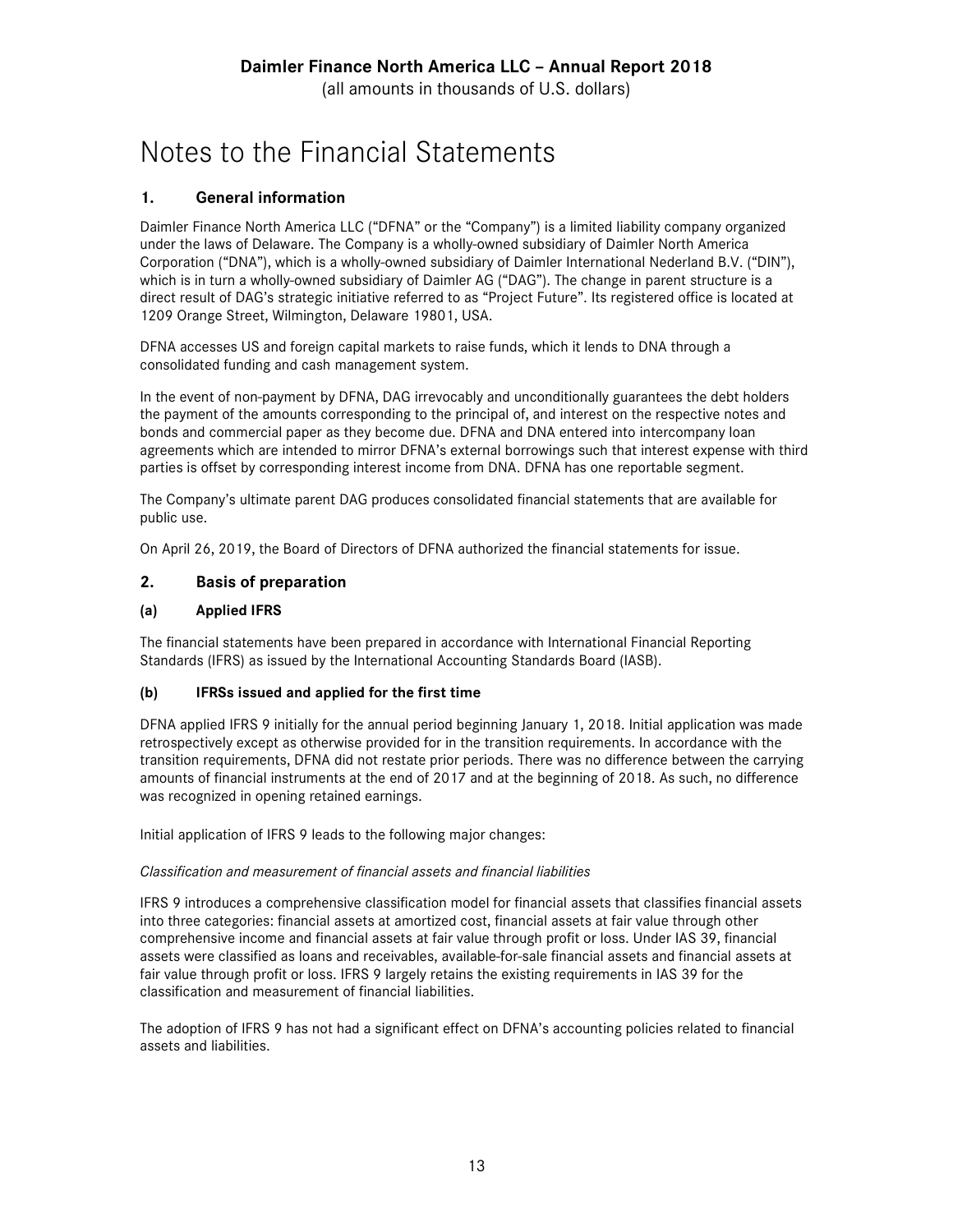# Notes to the Financial Statements

## 1. General information

Daimler Finance North America LLC ("DFNA" or the "Company") is a limited liability company organized under the laws of Delaware. The Company is a wholly-owned subsidiary of Daimler North America Corporation ("DNA"), which is a wholly-owned subsidiary of Daimler International Nederland B.V. ("DIN"), which is in turn a wholly-owned subsidiary of Daimler AG ("DAG"). The change in parent structure is a direct result of DAG's strategic initiative referred to as "Project Future". Its registered office is located at 1209 Orange Street, Wilmington, Delaware 19801, USA.

DFNA accesses US and foreign capital markets to raise funds, which it lends to DNA through a consolidated funding and cash management system.

In the event of non-payment by DFNA, DAG irrevocably and unconditionally guarantees the debt holders the payment of the amounts corresponding to the principal of, and interest on the respective notes and bonds and commercial paper as they become due. DFNA and DNA entered into intercompany loan agreements which are intended to mirror DFNA's external borrowings such that interest expense with third parties is offset by corresponding interest income from DNA. DFNA has one reportable segment.

The Company's ultimate parent DAG produces consolidated financial statements that are available for public use.

On April 26, 2019, the Board of Directors of DFNA authorized the financial statements for issue.

## 2. Basis of preparation

### (a) Applied IFRS

The financial statements have been prepared in accordance with International Financial Reporting Standards (IFRS) as issued by the International Accounting Standards Board (IASB).

### (b) IFRSs issued and applied for the first time

DFNA applied IFRS 9 initially for the annual period beginning January 1, 2018. Initial application was made retrospectively except as otherwise provided for in the transition requirements. In accordance with the transition requirements, DFNA did not restate prior periods. There was no difference between the carrying amounts of financial instruments at the end of 2017 and at the beginning of 2018. As such, no difference was recognized in opening retained earnings.

Initial application of IFRS 9 leads to the following major changes:

*Classification and measurement of financial assets and financial liabilities*

IFRS 9 introduces a comprehensive classification model for financial assets that classifies financial assets into three categories: financial assets at amortized cost, financial assets at fair value through other comprehensive income and financial assets at fair value through profit or loss. Under IAS 39, financial assets were classified as loans and receivables, available-for-sale financial assets and financial assets at fair value through profit or loss. IFRS 9 largely retains the existing requirements in IAS 39 for the classification and measurement of financial liabilities.

The adoption of IFRS 9 has not had a significant effect on DFNA's accounting policies related to financial assets and liabilities.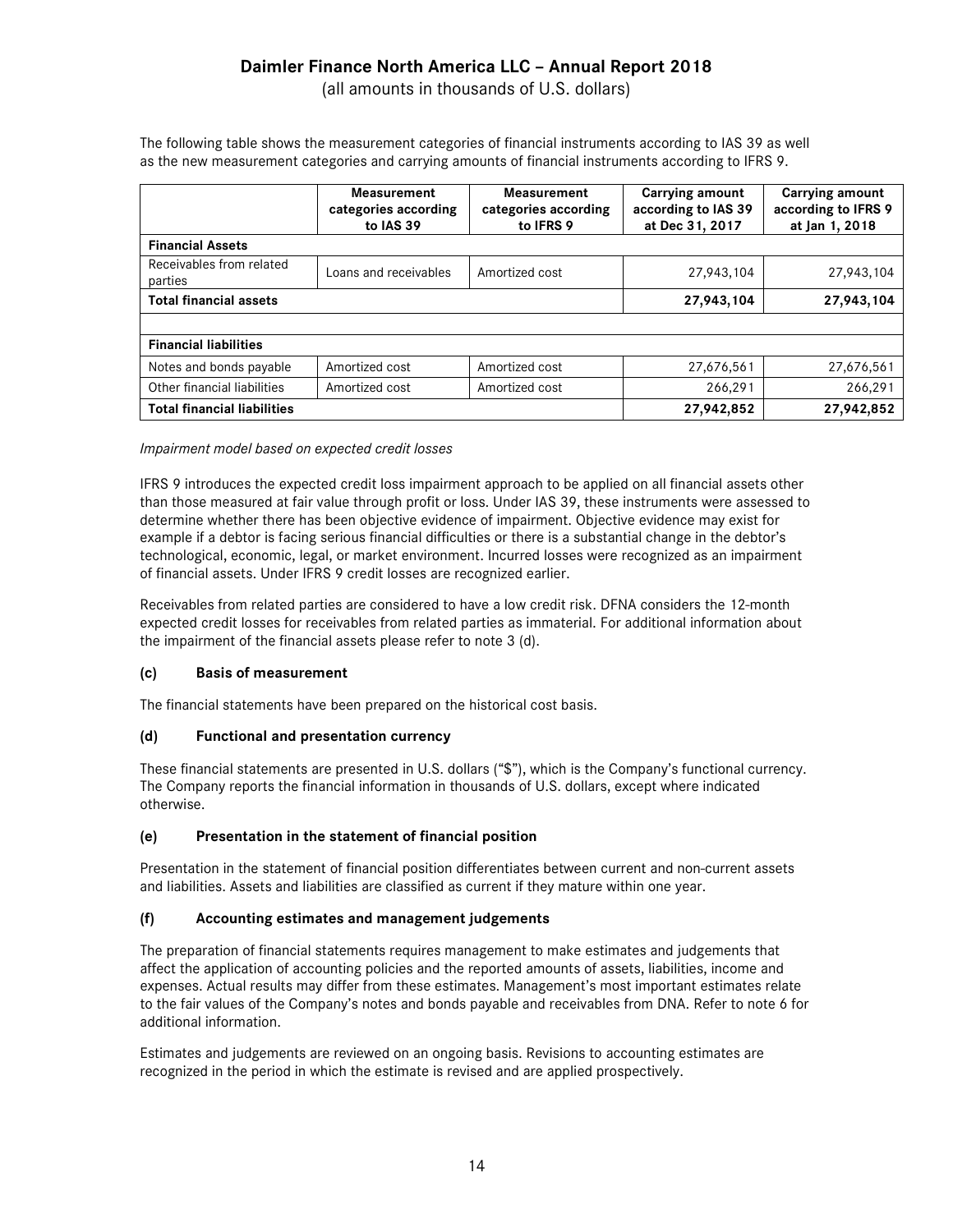The following table shows the measurement categories of financial instruments according to IAS 39 as well as the new measurement categories and carrying amounts of financial instruments according to IFRS 9.

| | Measurement categories according to IAS 39 | Measurement categories according to IFRS 9 | Carrying amount according to IAS 39 at Dec 31, 2017 | Carrying amount according to IFRS 9 at Jan 1, 2018 |
|---|---|---|---|---|
| **Financial Assets** | | | | |
| Receivables from related parties | Loans and receivables | Amortized cost | 27,943,104 | 27,943,104 |
| **Total financial assets** | | | **27,943,104** | **27,943,104** |
| | | | | |
| **Financial liabilities** | | | | |
| Notes and bonds payable | Amortized cost | Amortized cost | 27,676,561 | 27,676,561 |
| Other financial liabilities | Amortized cost | Amortized cost | 266,291 | 266,291 |
| **Total financial liabilities** | | | **27,942,852** | **27,942,852** |

*Impairment model based on expected credit losses*

IFRS 9 introduces the expected credit loss impairment approach to be applied on all financial assets other than those measured at fair value through profit or loss. Under IAS 39, these instruments were assessed to determine whether there has been objective evidence of impairment. Objective evidence may exist for example if a debtor is facing serious financial difficulties or there is a substantial change in the debtor's technological, economic, legal, or market environment. Incurred losses were recognized as an impairment of financial assets. Under IFRS 9 credit losses are recognized earlier.

Receivables from related parties are considered to have a low credit risk. DFNA considers the 12-month expected credit losses for receivables from related parties as immaterial. For additional information about the impairment of the financial assets please refer to note 3 (d).

### (c) Basis of measurement

The financial statements have been prepared on the historical cost basis.

### (d) Functional and presentation currency

These financial statements are presented in U.S. dollars ("$"), which is the Company's functional currency. The Company reports the financial information in thousands of U.S. dollars, except where indicated otherwise.

### (e) Presentation in the statement of financial position

Presentation in the statement of financial position differentiates between current and non-current assets and liabilities. Assets and liabilities are classified as current if they mature within one year.

### (f) Accounting estimates and management judgements

The preparation of financial statements requires management to make estimates and judgements that affect the application of accounting policies and the reported amounts of assets, liabilities, income and expenses. Actual results may differ from these estimates. Management's most important estimates relate to the fair values of the Company's notes and bonds payable and receivables from DNA. Refer to note 6 for additional information.

Estimates and judgements are reviewed on an ongoing basis. Revisions to accounting estimates are recognized in the period in which the estimate is revised and are applied prospectively.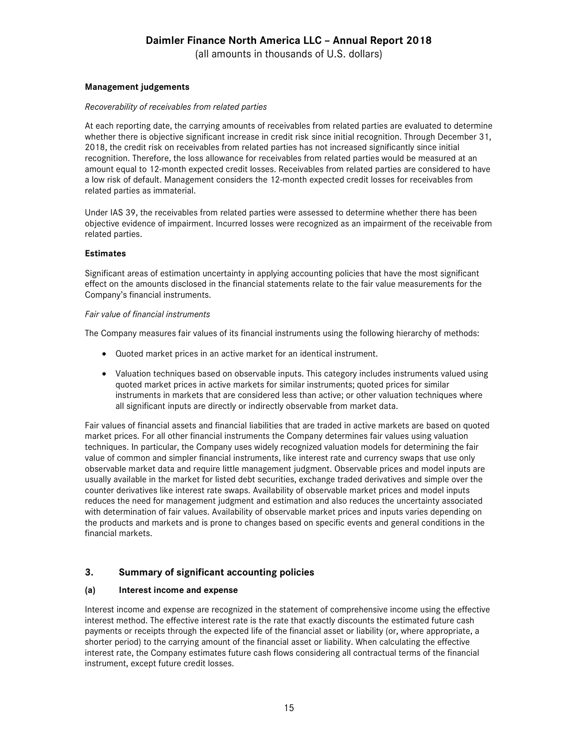**Management judgements**

*Recoverability of receivables from related parties*

At each reporting date, the carrying amounts of receivables from related parties are evaluated to determine whether there is objective significant increase in credit risk since initial recognition. Through December 31, 2018, the credit risk on receivables from related parties has not increased significantly since initial recognition. Therefore, the loss allowance for receivables from related parties would be measured at an amount equal to 12-month expected credit losses. Receivables from related parties are considered to have a low risk of default. Management considers the 12-month expected credit losses for receivables from related parties as immaterial.

Under IAS 39, the receivables from related parties were assessed to determine whether there has been objective evidence of impairment. Incurred losses were recognized as an impairment of the receivable from related parties.

**Estimates**

Significant areas of estimation uncertainty in applying accounting policies that have the most significant effect on the amounts disclosed in the financial statements relate to the fair value measurements for the Company's financial instruments.

*Fair value of financial instruments*

The Company measures fair values of its financial instruments using the following hierarchy of methods:

- Quoted market prices in an active market for an identical instrument.
- Valuation techniques based on observable inputs. This category includes instruments valued using quoted market prices in active markets for similar instruments; quoted prices for similar instruments in markets that are considered less than active; or other valuation techniques where all significant inputs are directly or indirectly observable from market data.

Fair values of financial assets and financial liabilities that are traded in active markets are based on quoted market prices. For all other financial instruments the Company determines fair values using valuation techniques. In particular, the Company uses widely recognized valuation models for determining the fair value of common and simpler financial instruments, like interest rate and currency swaps that use only observable market data and require little management judgment. Observable prices and model inputs are usually available in the market for listed debt securities, exchange traded derivatives and simple over the counter derivatives like interest rate swaps. Availability of observable market prices and model inputs reduces the need for management judgment and estimation and also reduces the uncertainty associated with determination of fair values. Availability of observable market prices and inputs varies depending on the products and markets and is prone to changes based on specific events and general conditions in the financial markets.

## 3. Summary of significant accounting policies

### (a) Interest income and expense

Interest income and expense are recognized in the statement of comprehensive income using the effective interest method. The effective interest rate is the rate that exactly discounts the estimated future cash payments or receipts through the expected life of the financial asset or liability (or, where appropriate, a shorter period) to the carrying amount of the financial asset or liability. When calculating the effective interest rate, the Company estimates future cash flows considering all contractual terms of the financial instrument, except future credit losses.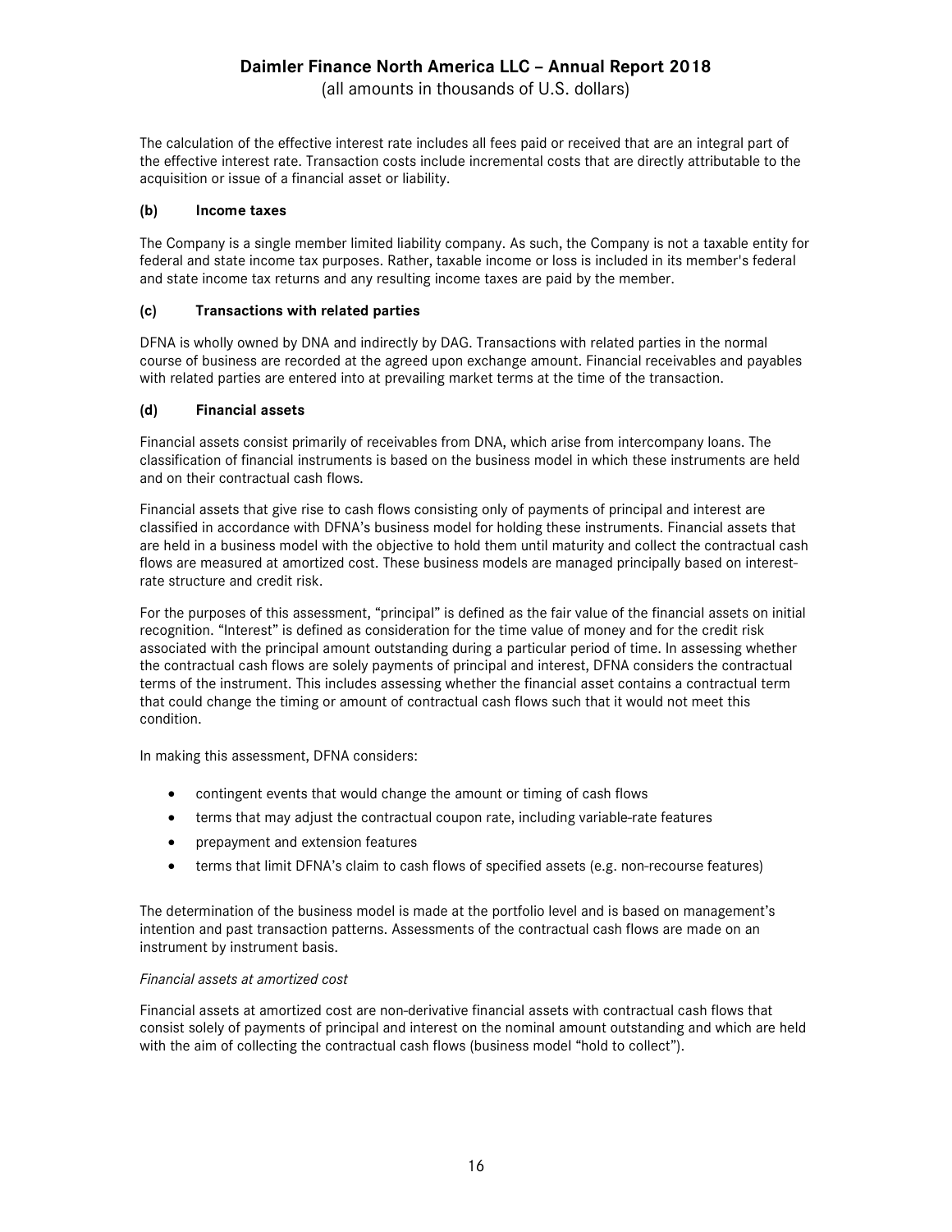The calculation of the effective interest rate includes all fees paid or received that are an integral part of the effective interest rate. Transaction costs include incremental costs that are directly attributable to the acquisition or issue of a financial asset or liability.

#### (b) Income taxes

The Company is a single member limited liability company. As such, the Company is not a taxable entity for federal and state income tax purposes. Rather, taxable income or loss is included in its member's federal and state income tax returns and any resulting income taxes are paid by the member.

#### (c) Transactions with related parties

DFNA is wholly owned by DNA and indirectly by DAG. Transactions with related parties in the normal course of business are recorded at the agreed upon exchange amount. Financial receivables and payables with related parties are entered into at prevailing market terms at the time of the transaction.

#### (d) Financial assets

Financial assets consist primarily of receivables from DNA, which arise from intercompany loans. The classification of financial instruments is based on the business model in which these instruments are held and on their contractual cash flows.

Financial assets that give rise to cash flows consisting only of payments of principal and interest are classified in accordance with DFNA's business model for holding these instruments. Financial assets that are held in a business model with the objective to hold them until maturity and collect the contractual cash flows are measured at amortized cost. These business models are managed principally based on interest-rate structure and credit risk.

For the purposes of this assessment, "principal" is defined as the fair value of the financial assets on initial recognition. "Interest" is defined as consideration for the time value of money and for the credit risk associated with the principal amount outstanding during a particular period of time. In assessing whether the contractual cash flows are solely payments of principal and interest, DFNA considers the contractual terms of the instrument. This includes assessing whether the financial asset contains a contractual term that could change the timing or amount of contractual cash flows such that it would not meet this condition.

In making this assessment, DFNA considers:

- contingent events that would change the amount or timing of cash flows
- terms that may adjust the contractual coupon rate, including variable-rate features
- prepayment and extension features
- terms that limit DFNA's claim to cash flows of specified assets (e.g. non-recourse features)

The determination of the business model is made at the portfolio level and is based on management's intention and past transaction patterns. Assessments of the contractual cash flows are made on an instrument by instrument basis.

*Financial assets at amortized cost*

Financial assets at amortized cost are non-derivative financial assets with contractual cash flows that consist solely of payments of principal and interest on the nominal amount outstanding and which are held with the aim of collecting the contractual cash flows (business model "hold to collect").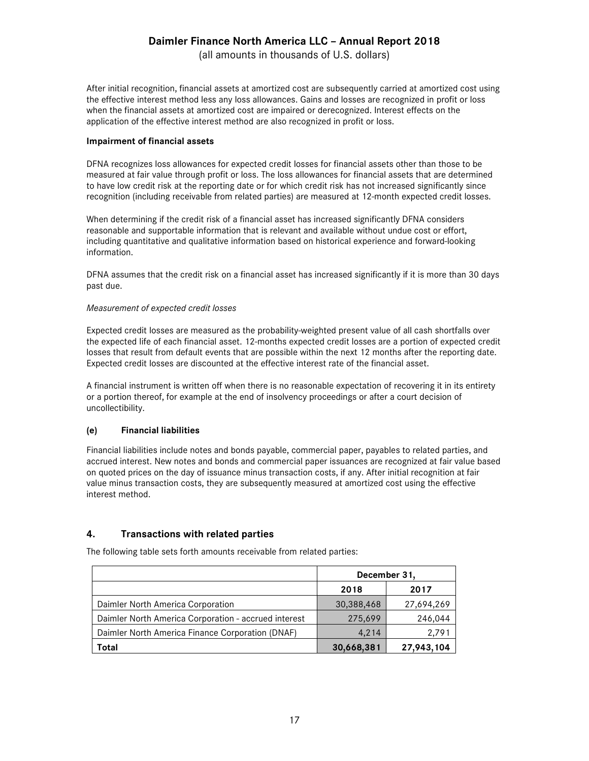After initial recognition, financial assets at amortized cost are subsequently carried at amortized cost using the effective interest method less any loss allowances. Gains and losses are recognized in profit or loss when the financial assets at amortized cost are impaired or derecognized. Interest effects on the application of the effective interest method are also recognized in profit or loss.

**Impairment of financial assets**

DFNA recognizes loss allowances for expected credit losses for financial assets other than those to be measured at fair value through profit or loss. The loss allowances for financial assets that are determined to have low credit risk at the reporting date or for which credit risk has not increased significantly since recognition (including receivable from related parties) are measured at 12-month expected credit losses.

When determining if the credit risk of a financial asset has increased significantly DFNA considers reasonable and supportable information that is relevant and available without undue cost or effort, including quantitative and qualitative information based on historical experience and forward-looking information.

DFNA assumes that the credit risk on a financial asset has increased significantly if it is more than 30 days past due.

*Measurement of expected credit losses*

Expected credit losses are measured as the probability-weighted present value of all cash shortfalls over the expected life of each financial asset. 12-months expected credit losses are a portion of expected credit losses that result from default events that are possible within the next 12 months after the reporting date. Expected credit losses are discounted at the effective interest rate of the financial asset.

A financial instrument is written off when there is no reasonable expectation of recovering it in its entirety or a portion thereof, for example at the end of insolvency proceedings or after a court decision of uncollectibility.

#### (e) Financial liabilities

Financial liabilities include notes and bonds payable, commercial paper, payables to related parties, and accrued interest. New notes and bonds and commercial paper issuances are recognized at fair value based on quoted prices on the day of issuance minus transaction costs, if any. After initial recognition at fair value minus transaction costs, they are subsequently measured at amortized cost using the effective interest method.

## 4. Transactions with related parties

The following table sets forth amounts receivable from related parties:

| | December 31, | |
|---|---|---|
| | **2018** | **2017** |
| Daimler North America Corporation | 30,388,468 | 27,694,269 |
| Daimler North America Corporation - accrued interest | 275,699 | 246,044 |
| Daimler North America Finance Corporation (DNAF) | 4,214 | 2,791 |
| **Total** | **30,668,381** | **27,943,104** |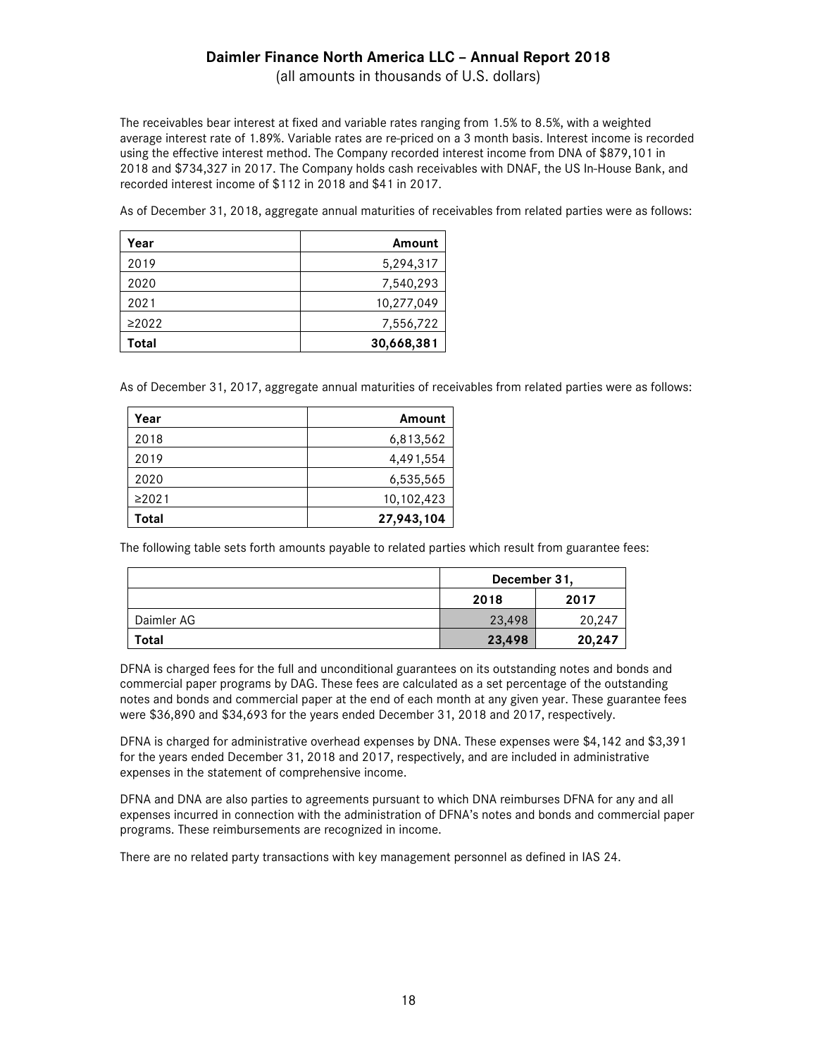The receivables bear interest at fixed and variable rates ranging from 1.5% to 8.5%, with a weighted average interest rate of 1.89%. Variable rates are re-priced on a 3 month basis. Interest income is recorded using the effective interest method. The Company recorded interest income from DNA of $879,101 in 2018 and $734,327 in 2017. The Company holds cash receivables with DNAF, the US In-House Bank, and recorded interest income of $112 in 2018 and $41 in 2017.

As of December 31, 2018, aggregate annual maturities of receivables from related parties were as follows:

| Year | Amount |
|---|---:|
| 2019 | 5,294,317 |
| 2020 | 7,540,293 |
| 2021 | 10,277,049 |
| ≥2022 | 7,556,722 |
| **Total** | **30,668,381** |

As of December 31, 2017, aggregate annual maturities of receivables from related parties were as follows:

| Year | Amount |
|---|---:|
| 2018 | 6,813,562 |
| 2019 | 4,491,554 |
| 2020 | 6,535,565 |
| ≥2021 | 10,102,423 |
| **Total** | **27,943,104** |

The following table sets forth amounts payable to related parties which result from guarantee fees:

| | December 31, | |
|---|---:|---:|
| | 2018 | 2017 |
| Daimler AG | 23,498 | 20,247 |
| **Total** | **23,498** | **20,247** |

DFNA is charged fees for the full and unconditional guarantees on its outstanding notes and bonds and commercial paper programs by DAG. These fees are calculated as a set percentage of the outstanding notes and bonds and commercial paper at the end of each month at any given year. These guarantee fees were $36,890 and $34,693 for the years ended December 31, 2018 and 2017, respectively.

DFNA is charged for administrative overhead expenses by DNA. These expenses were $4,142 and $3,391 for the years ended December 31, 2018 and 2017, respectively, and are included in administrative expenses in the statement of comprehensive income.

DFNA and DNA are also parties to agreements pursuant to which DNA reimburses DFNA for any and all expenses incurred in connection with the administration of DFNA's notes and bonds and commercial paper programs. These reimbursements are recognized in income.

There are no related party transactions with key management personnel as defined in IAS 24.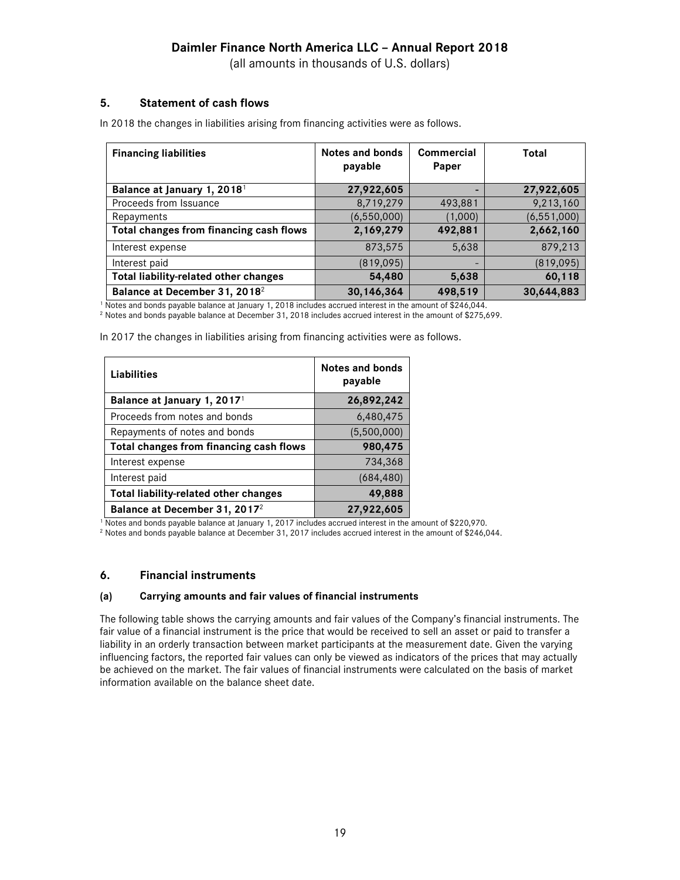## 5. Statement of cash flows

In 2018 the changes in liabilities arising from financing activities were as follows.

| Financing liabilities | Notes and bonds payable | Commercial Paper | Total |
|---|---|---|---|
| **Balance at January 1, 2018**[1] | **27,922,605** | **-** | **27,922,605** |
| Proceeds from Issuance | 8,719,279 | 493,881 | 9,213,160 |
| Repayments | (6,550,000) | (1,000) | (6,551,000) |
| **Total changes from financing cash flows** | **2,169,279** | **492,881** | **2,662,160** |
| Interest expense | 873,575 | 5,638 | 879,213 |
| Interest paid | (819,095) | - | (819,095) |
| **Total liability-related other changes** | **54,480** | **5,638** | **60,118** |
| **Balance at December 31, 2018**[2] | **30,146,364** | **498,519** | **30,644,883** |

[1] Notes and bonds payable balance at January 1, 2018 includes accrued interest in the amount of $246,044.
[2] Notes and bonds payable balance at December 31, 2018 includes accrued interest in the amount of $275,699.

In 2017 the changes in liabilities arising from financing activities were as follows.

| Liabilities | Notes and bonds payable |
|---|---|
| **Balance at January 1, 2017**[1] | **26,892,242** |
| Proceeds from notes and bonds | 6,480,475 |
| Repayments of notes and bonds | (5,500,000) |
| **Total changes from financing cash flows** | **980,475** |
| Interest expense | 734,368 |
| Interest paid | (684,480) |
| **Total liability-related other changes** | **49,888** |
| **Balance at December 31, 2017**[2] | **27,922,605** |

[1] Notes and bonds payable balance at January 1, 2017 includes accrued interest in the amount of $220,970.
[2] Notes and bonds payable balance at December 31, 2017 includes accrued interest in the amount of $246,044.

## 6. Financial instruments

### (a) Carrying amounts and fair values of financial instruments

The following table shows the carrying amounts and fair values of the Company's financial instruments. The fair value of a financial instrument is the price that would be received to sell an asset or paid to transfer a liability in an orderly transaction between market participants at the measurement date. Given the varying influencing factors, the reported fair values can only be viewed as indicators of the prices that may actually be achieved on the market. The fair values of financial instruments were calculated on the basis of market information available on the balance sheet date.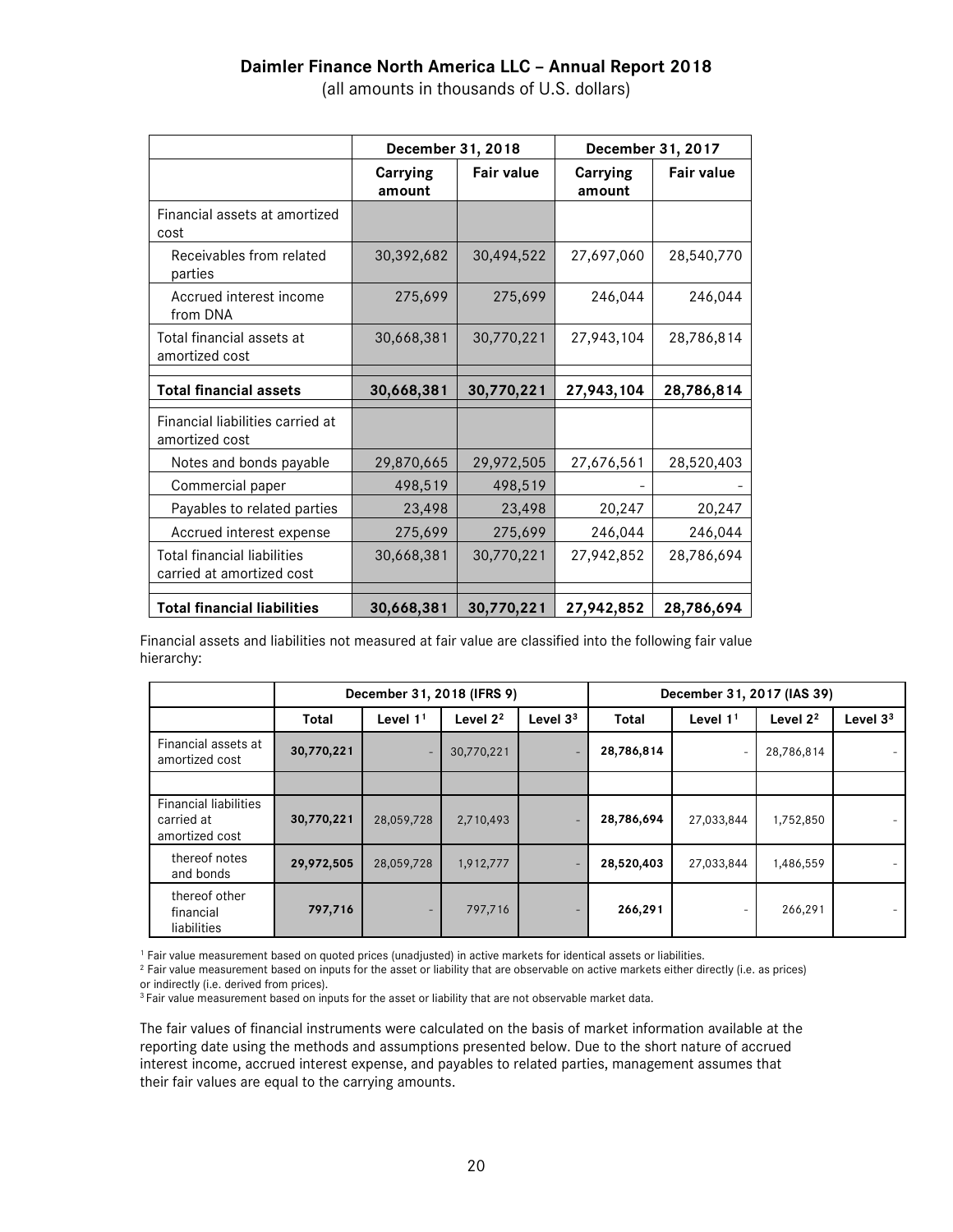| | December 31, 2018 | | December 31, 2017 | |
|---|---|---|---|---|
| | Carrying amount | Fair value | Carrying amount | Fair value |
| Financial assets at amortized cost | | | | |
| Receivables from related parties | 30,392,682 | 30,494,522 | 27,697,060 | 28,540,770 |
| Accrued interest income from DNA | 275,699 | 275,699 | 246,044 | 246,044 |
| Total financial assets at amortized cost | 30,668,381 | 30,770,221 | 27,943,104 | 28,786,814 |
| **Total financial assets** | **30,668,381** | **30,770,221** | **27,943,104** | **28,786,814** |
| Financial liabilities carried at amortized cost | | | | |
| Notes and bonds payable | 29,870,665 | 29,972,505 | 27,676,561 | 28,520,403 |
| Commercial paper | 498,519 | 498,519 | - | - |
| Payables to related parties | 23,498 | 23,498 | 20,247 | 20,247 |
| Accrued interest expense | 275,699 | 275,699 | 246,044 | 246,044 |
| Total financial liabilities carried at amortized cost | 30,668,381 | 30,770,221 | 27,942,852 | 28,786,694 |
| **Total financial liabilities** | **30,668,381** | **30,770,221** | **27,942,852** | **28,786,694** |

Financial assets and liabilities not measured at fair value are classified into the following fair value hierarchy:

| | December 31, 2018 (IFRS 9) | | | | December 31, 2017 (IAS 39) | | | |
|---|---|---|---|---|---|---|---|---|
| | Total | Level 1[1] | Level 2[2] | Level 3[3] | Total | Level 1[1] | Level 2[2] | Level 3[3] |
| Financial assets at amortized cost | **30,770,221** | - | 30,770,221 | - | **28,786,814** | - | 28,786,814 | - |
| | | | | | | | | |
| Financial liabilities carried at amortized cost | **30,770,221** | 28,059,728 | 2,710,493 | - | **28,786,694** | 27,033,844 | 1,752,850 | - |
| thereof notes and bonds | **29,972,505** | 28,059,728 | 1,912,777 | - | **28,520,403** | 27,033,844 | 1,486,559 | - |
| thereof other financial liabilities | **797,716** | - | 797,716 | - | **266,291** | - | 266,291 | - |

[1] Fair value measurement based on quoted prices (unadjusted) in active markets for identical assets or liabilities.
[2] Fair value measurement based on inputs for the asset or liability that are observable on active markets either directly (i.e. as prices) or indirectly (i.e. derived from prices).
[3] Fair value measurement based on inputs for the asset or liability that are not observable market data.

The fair values of financial instruments were calculated on the basis of market information available at the reporting date using the methods and assumptions presented below. Due to the short nature of accrued interest income, accrued interest expense, and payables to related parties, management assumes that their fair values are equal to the carrying amounts.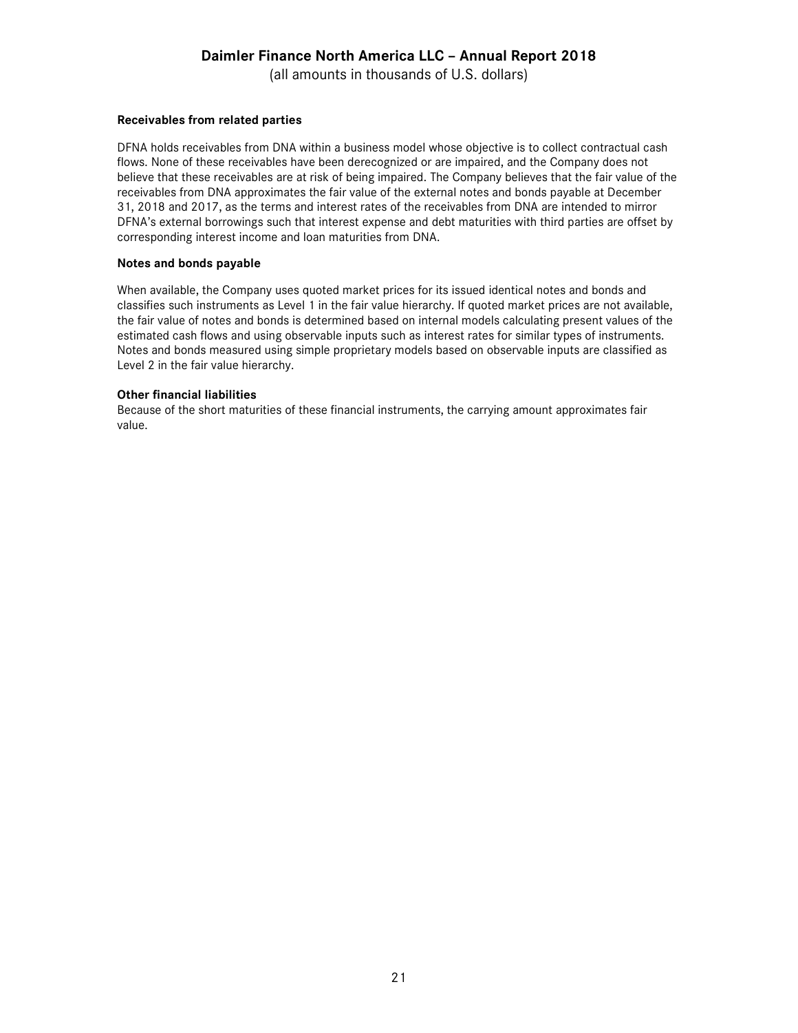**Receivables from related parties**

DFNA holds receivables from DNA within a business model whose objective is to collect contractual cash flows. None of these receivables have been derecognized or are impaired, and the Company does not believe that these receivables are at risk of being impaired. The Company believes that the fair value of the receivables from DNA approximates the fair value of the external notes and bonds payable at December 31, 2018 and 2017, as the terms and interest rates of the receivables from DNA are intended to mirror DFNA's external borrowings such that interest expense and debt maturities with third parties are offset by corresponding interest income and loan maturities from DNA.

**Notes and bonds payable**

When available, the Company uses quoted market prices for its issued identical notes and bonds and classifies such instruments as Level 1 in the fair value hierarchy. If quoted market prices are not available, the fair value of notes and bonds is determined based on internal models calculating present values of the estimated cash flows and using observable inputs such as interest rates for similar types of instruments. Notes and bonds measured using simple proprietary models based on observable inputs are classified as Level 2 in the fair value hierarchy.

**Other financial liabilities**

Because of the short maturities of these financial instruments, the carrying amount approximates fair value.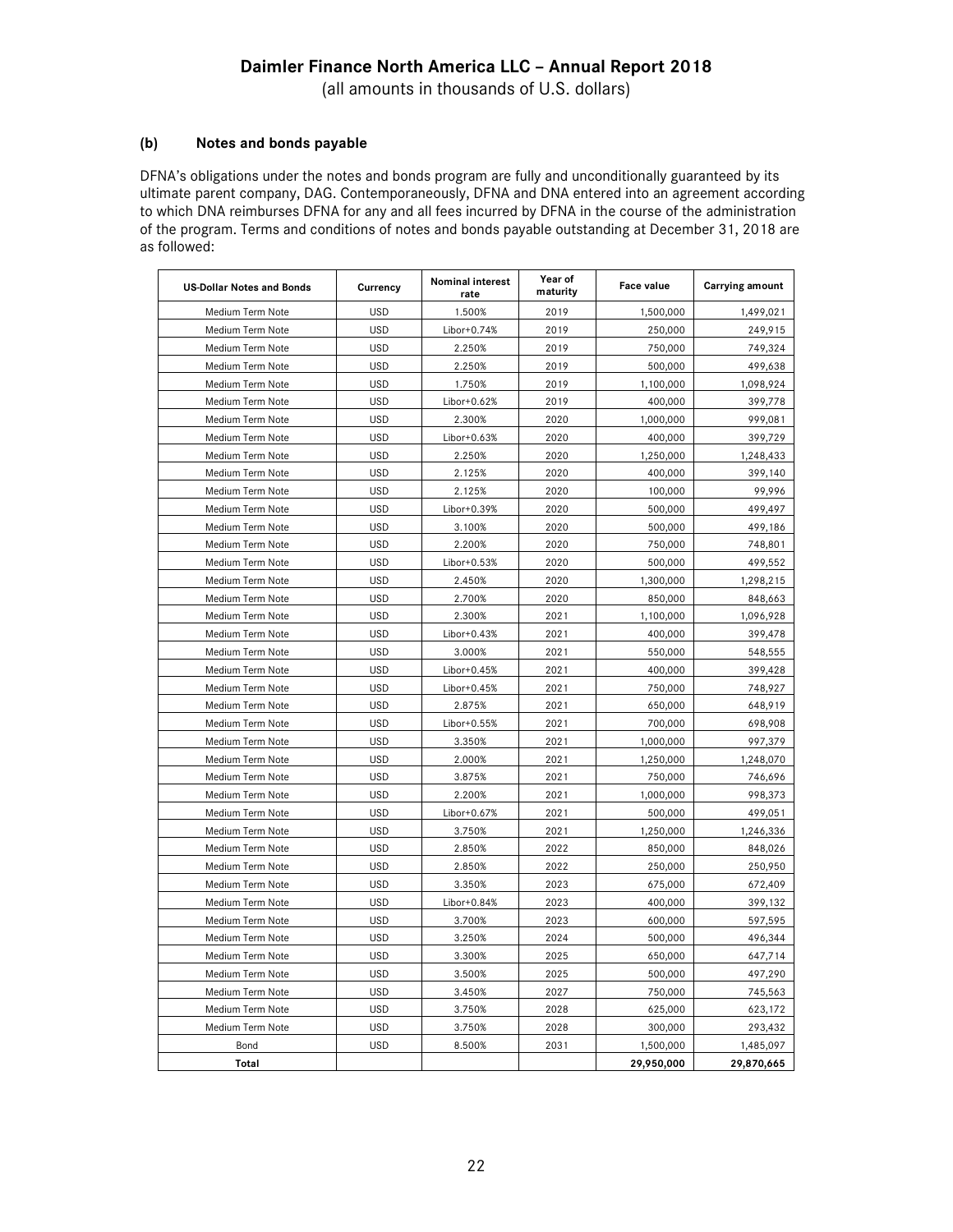### (b) Notes and bonds payable

DFNA's obligations under the notes and bonds program are fully and unconditionally guaranteed by its ultimate parent company, DAG. Contemporaneously, DFNA and DNA entered into an agreement according to which DNA reimburses DFNA for any and all fees incurred by DFNA in the course of the administration of the program. Terms and conditions of notes and bonds payable outstanding at December 31, 2018 are as followed:

| US-Dollar Notes and Bonds | Currency | Nominal interest rate | Year of maturity | Face value | Carrying amount |
|---|---|---|---|---|---|
| Medium Term Note | USD | 1.500% | 2019 | 1,500,000 | 1,499,021 |
| Medium Term Note | USD | Libor+0.74% | 2019 | 250,000 | 249,915 |
| Medium Term Note | USD | 2.250% | 2019 | 750,000 | 749,324 |
| Medium Term Note | USD | 2.250% | 2019 | 500,000 | 499,638 |
| Medium Term Note | USD | 1.750% | 2019 | 1,100,000 | 1,098,924 |
| Medium Term Note | USD | Libor+0.62% | 2019 | 400,000 | 399,778 |
| Medium Term Note | USD | 2.300% | 2020 | 1,000,000 | 999,081 |
| Medium Term Note | USD | Libor+0.63% | 2020 | 400,000 | 399,729 |
| Medium Term Note | USD | 2.250% | 2020 | 1,250,000 | 1,248,433 |
| Medium Term Note | USD | 2.125% | 2020 | 400,000 | 399,140 |
| Medium Term Note | USD | 2.125% | 2020 | 100,000 | 99,996 |
| Medium Term Note | USD | Libor+0.39% | 2020 | 500,000 | 499,497 |
| Medium Term Note | USD | 3.100% | 2020 | 500,000 | 499,186 |
| Medium Term Note | USD | 2.200% | 2020 | 750,000 | 748,801 |
| Medium Term Note | USD | Libor+0.53% | 2020 | 500,000 | 499,552 |
| Medium Term Note | USD | 2.450% | 2020 | 1,300,000 | 1,298,215 |
| Medium Term Note | USD | 2.700% | 2020 | 850,000 | 848,663 |
| Medium Term Note | USD | 2.300% | 2021 | 1,100,000 | 1,096,928 |
| Medium Term Note | USD | Libor+0.43% | 2021 | 400,000 | 399,478 |
| Medium Term Note | USD | 3.000% | 2021 | 550,000 | 548,555 |
| Medium Term Note | USD | Libor+0.45% | 2021 | 400,000 | 399,428 |
| Medium Term Note | USD | Libor+0.45% | 2021 | 750,000 | 748,927 |
| Medium Term Note | USD | 2.875% | 2021 | 650,000 | 648,919 |
| Medium Term Note | USD | Libor+0.55% | 2021 | 700,000 | 698,908 |
| Medium Term Note | USD | 3.350% | 2021 | 1,000,000 | 997,379 |
| Medium Term Note | USD | 2.000% | 2021 | 1,250,000 | 1,248,070 |
| Medium Term Note | USD | 3.875% | 2021 | 750,000 | 746,696 |
| Medium Term Note | USD | 2.200% | 2021 | 1,000,000 | 998,373 |
| Medium Term Note | USD | Libor+0.67% | 2021 | 500,000 | 499,051 |
| Medium Term Note | USD | 3.750% | 2021 | 1,250,000 | 1,246,336 |
| Medium Term Note | USD | 2.850% | 2022 | 850,000 | 848,026 |
| Medium Term Note | USD | 2.850% | 2022 | 250,000 | 250,950 |
| Medium Term Note | USD | 3.350% | 2023 | 675,000 | 672,409 |
| Medium Term Note | USD | Libor+0.84% | 2023 | 400,000 | 399,132 |
| Medium Term Note | USD | 3.700% | 2023 | 600,000 | 597,595 |
| Medium Term Note | USD | 3.250% | 2024 | 500,000 | 496,344 |
| Medium Term Note | USD | 3.300% | 2025 | 650,000 | 647,714 |
| Medium Term Note | USD | 3.500% | 2025 | 500,000 | 497,290 |
| Medium Term Note | USD | 3.450% | 2027 | 750,000 | 745,563 |
| Medium Term Note | USD | 3.750% | 2028 | 625,000 | 623,172 |
| Medium Term Note | USD | 3.750% | 2028 | 300,000 | 293,432 |
| Bond | USD | 8.500% | 2031 | 1,500,000 | 1,485,097 |
| **Total** | | | | **29,950,000** | **29,870,665** |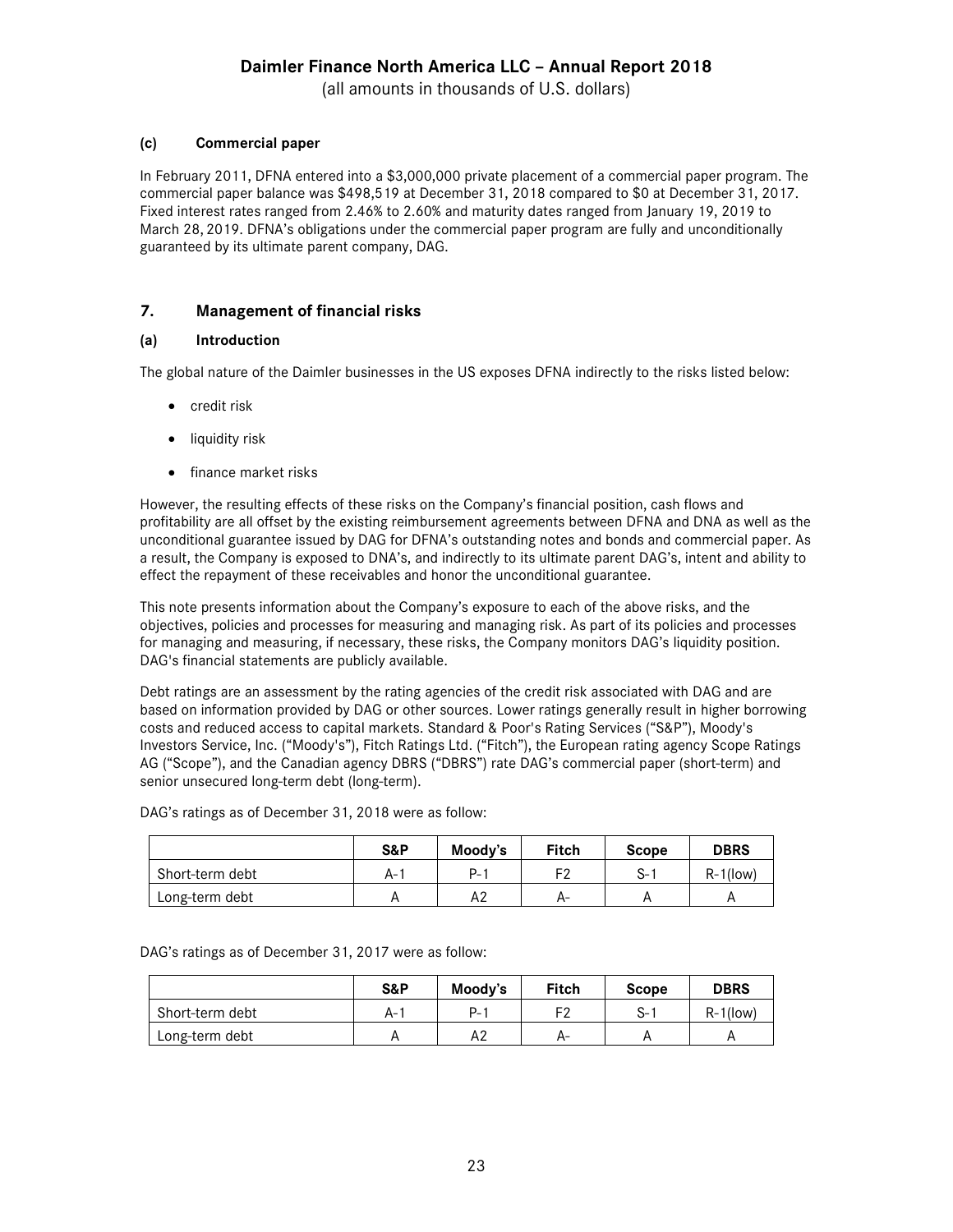### (c) Commercial paper

In February 2011, DFNA entered into a $3,000,000 private placement of a commercial paper program. The commercial paper balance was $498,519 at December 31, 2018 compared to $0 at December 31, 2017. Fixed interest rates ranged from 2.46% to 2.60% and maturity dates ranged from January 19, 2019 to March 28, 2019. DFNA's obligations under the commercial paper program are fully and unconditionally guaranteed by its ultimate parent company, DAG.

## 7. Management of financial risks

### (a) Introduction

The global nature of the Daimler businesses in the US exposes DFNA indirectly to the risks listed below:

- credit risk
- liquidity risk
- finance market risks

However, the resulting effects of these risks on the Company's financial position, cash flows and profitability are all offset by the existing reimbursement agreements between DFNA and DNA as well as the unconditional guarantee issued by DAG for DFNA's outstanding notes and bonds and commercial paper. As a result, the Company is exposed to DNA's, and indirectly to its ultimate parent DAG's, intent and ability to effect the repayment of these receivables and honor the unconditional guarantee.

This note presents information about the Company's exposure to each of the above risks, and the objectives, policies and processes for measuring and managing risk. As part of its policies and processes for managing and measuring, if necessary, these risks, the Company monitors DAG's liquidity position. DAG's financial statements are publicly available.

Debt ratings are an assessment by the rating agencies of the credit risk associated with DAG and are based on information provided by DAG or other sources. Lower ratings generally result in higher borrowing costs and reduced access to capital markets. Standard & Poor's Rating Services ("S&P"), Moody's Investors Service, Inc. ("Moody's"), Fitch Ratings Ltd. ("Fitch"), the European rating agency Scope Ratings AG ("Scope"), and the Canadian agency DBRS ("DBRS") rate DAG's commercial paper (short-term) and senior unsecured long-term debt (long-term).

DAG's ratings as of December 31, 2018 were as follow:

| | S&P | Moody's | Fitch | Scope | DBRS |
|---|---|---|---|---|---|
| Short-term debt | A-1 | P-1 | F2 | S-1 | R-1(low) |
| Long-term debt | A | A2 | A- | A | A |

DAG's ratings as of December 31, 2017 were as follow:

| | S&P | Moody's | Fitch | Scope | DBRS |
|---|---|---|---|---|---|
| Short-term debt | A-1 | P-1 | F2 | S-1 | R-1(low) |
| Long-term debt | A | A2 | A- | A | A |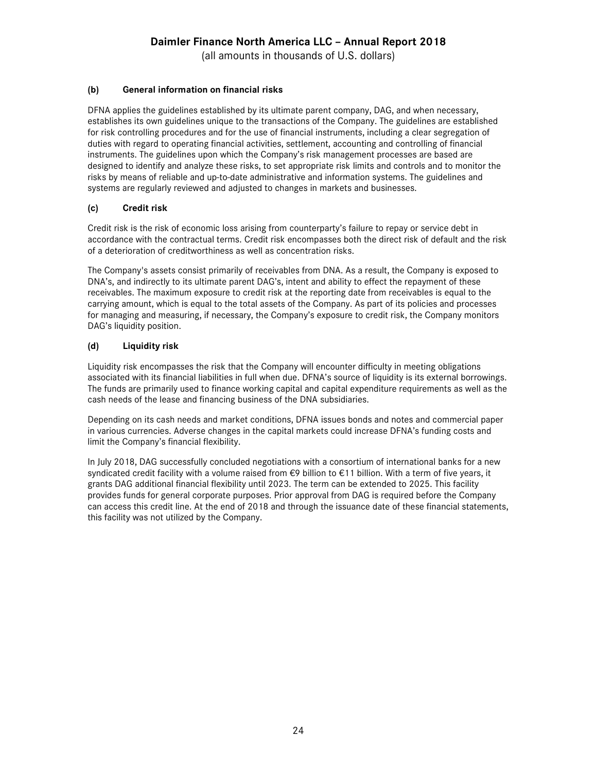#### (b) General information on financial risks

DFNA applies the guidelines established by its ultimate parent company, DAG, and when necessary, establishes its own guidelines unique to the transactions of the Company. The guidelines are established for risk controlling procedures and for the use of financial instruments, including a clear segregation of duties with regard to operating financial activities, settlement, accounting and controlling of financial instruments. The guidelines upon which the Company's risk management processes are based are designed to identify and analyze these risks, to set appropriate risk limits and controls and to monitor the risks by means of reliable and up-to-date administrative and information systems. The guidelines and systems are regularly reviewed and adjusted to changes in markets and businesses.

#### (c) Credit risk

Credit risk is the risk of economic loss arising from counterparty's failure to repay or service debt in accordance with the contractual terms. Credit risk encompasses both the direct risk of default and the risk of a deterioration of creditworthiness as well as concentration risks.

The Company's assets consist primarily of receivables from DNA. As a result, the Company is exposed to DNA's, and indirectly to its ultimate parent DAG's, intent and ability to effect the repayment of these receivables. The maximum exposure to credit risk at the reporting date from receivables is equal to the carrying amount, which is equal to the total assets of the Company. As part of its policies and processes for managing and measuring, if necessary, the Company's exposure to credit risk, the Company monitors DAG's liquidity position.

#### (d) Liquidity risk

Liquidity risk encompasses the risk that the Company will encounter difficulty in meeting obligations associated with its financial liabilities in full when due. DFNA's source of liquidity is its external borrowings. The funds are primarily used to finance working capital and capital expenditure requirements as well as the cash needs of the lease and financing business of the DNA subsidiaries.

Depending on its cash needs and market conditions, DFNA issues bonds and notes and commercial paper in various currencies. Adverse changes in the capital markets could increase DFNA's funding costs and limit the Company's financial flexibility.

In July 2018, DAG successfully concluded negotiations with a consortium of international banks for a new syndicated credit facility with a volume raised from €9 billion to €11 billion. With a term of five years, it grants DAG additional financial flexibility until 2023. The term can be extended to 2025. This facility provides funds for general corporate purposes. Prior approval from DAG is required before the Company can access this credit line. At the end of 2018 and through the issuance date of these financial statements, this facility was not utilized by the Company.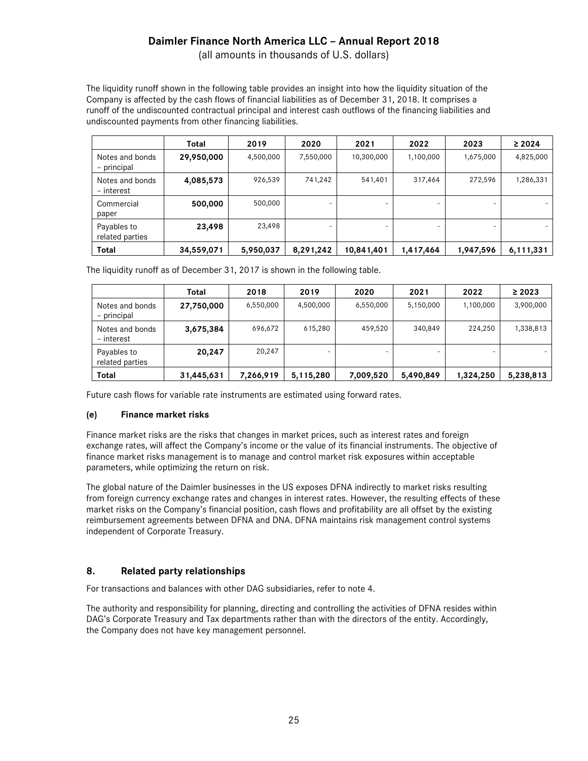The liquidity runoff shown in the following table provides an insight into how the liquidity situation of the Company is affected by the cash flows of financial liabilities as of December 31, 2018. It comprises a runoff of the undiscounted contractual principal and interest cash outflows of the financing liabilities and undiscounted payments from other financing liabilities.

| | Total | 2019 | 2020 | 2021 | 2022 | 2023 | ≥ 2024 |
|---|---|---|---|---|---|---|---|
| Notes and bonds – principal | **29,950,000** | 4,500,000 | 7,550,000 | 10,300,000 | 1,100,000 | 1,675,000 | 4,825,000 |
| Notes and bonds – interest | **4,085,573** | 926,539 | 741,242 | 541,401 | 317,464 | 272,596 | 1,286,331 |
| Commercial paper | **500,000** | 500,000 | - | - | - | - | - |
| Payables to related parties | **23,498** | 23,498 | - | - | - | - | - |
| **Total** | **34,559,071** | **5,950,037** | **8,291,242** | **10,841,401** | **1,417,464** | **1,947,596** | **6,111,331** |

The liquidity runoff as of December 31, 2017 is shown in the following table.

| | Total | 2018 | 2019 | 2020 | 2021 | 2022 | ≥ 2023 |
|---|---|---|---|---|---|---|---|
| Notes and bonds – principal | **27,750,000** | 6,550,000 | 4,500,000 | 6,550,000 | 5,150,000 | 1,100,000 | 3,900,000 |
| Notes and bonds – interest | **3,675,384** | 696,672 | 615,280 | 459,520 | 340,849 | 224,250 | 1,338,813 |
| Payables to related parties | **20,247** | 20,247 | - | - | - | - | - |
| **Total** | **31,445,631** | **7,266,919** | **5,115,280** | **7,009,520** | **5,490,849** | **1,324,250** | **5,238,813** |

Future cash flows for variable rate instruments are estimated using forward rates.

#### (e) Finance market risks

Finance market risks are the risks that changes in market prices, such as interest rates and foreign exchange rates, will affect the Company's income or the value of its financial instruments. The objective of finance market risks management is to manage and control market risk exposures within acceptable parameters, while optimizing the return on risk.

The global nature of the Daimler businesses in the US exposes DFNA indirectly to market risks resulting from foreign currency exchange rates and changes in interest rates. However, the resulting effects of these market risks on the Company's financial position, cash flows and profitability are all offset by the existing reimbursement agreements between DFNA and DNA. DFNA maintains risk management control systems independent of Corporate Treasury.

## 8. Related party relationships

For transactions and balances with other DAG subsidiaries, refer to note 4.

The authority and responsibility for planning, directing and controlling the activities of DFNA resides within DAG's Corporate Treasury and Tax departments rather than with the directors of the entity. Accordingly, the Company does not have key management personnel.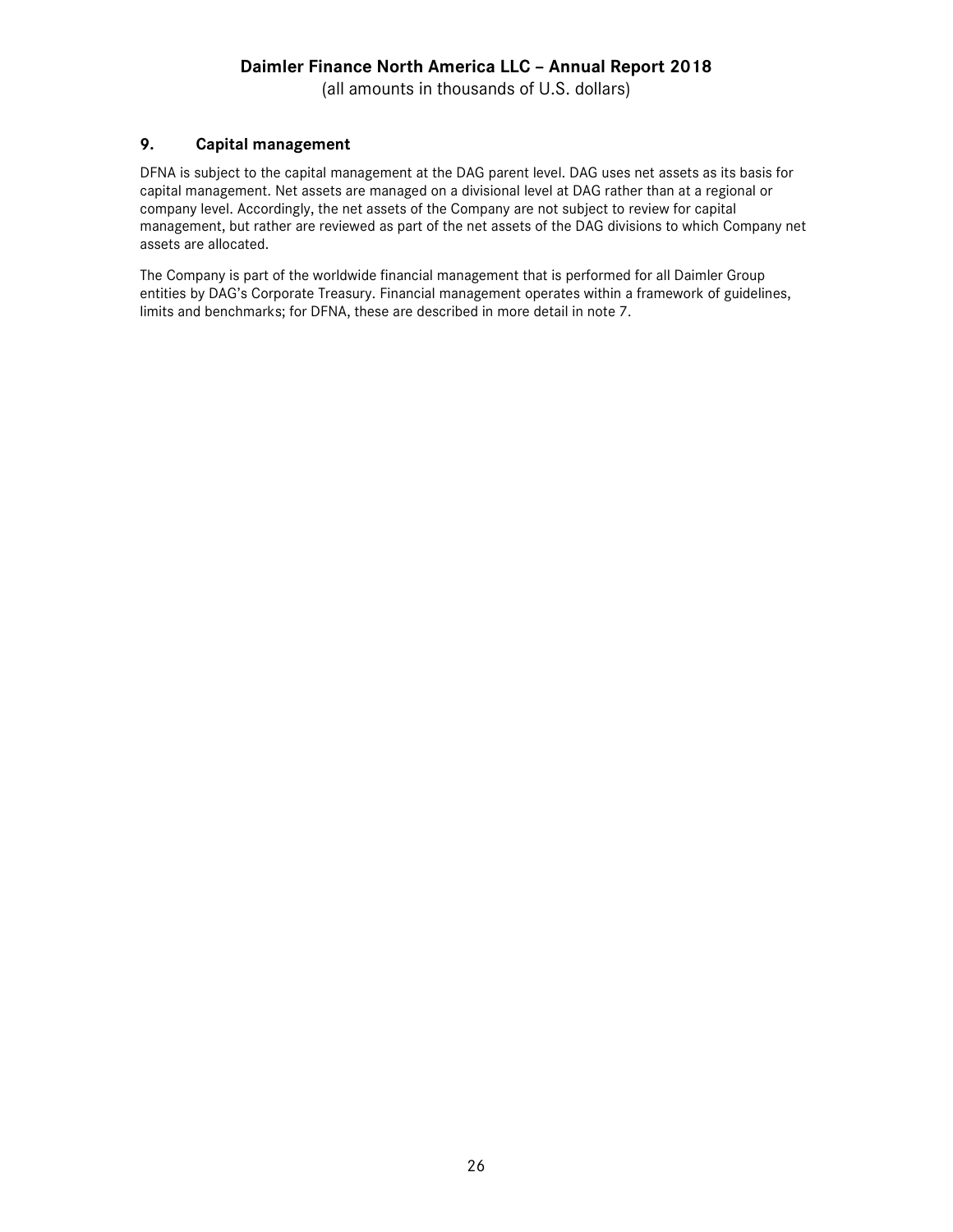## 9. Capital management

DFNA is subject to the capital management at the DAG parent level. DAG uses net assets as its basis for capital management. Net assets are managed on a divisional level at DAG rather than at a regional or company level. Accordingly, the net assets of the Company are not subject to review for capital management, but rather are reviewed as part of the net assets of the DAG divisions to which Company net assets are allocated.

The Company is part of the worldwide financial management that is performed for all Daimler Group entities by DAG's Corporate Treasury. Financial management operates within a framework of guidelines, limits and benchmarks; for DFNA, these are described in more detail in note 7.